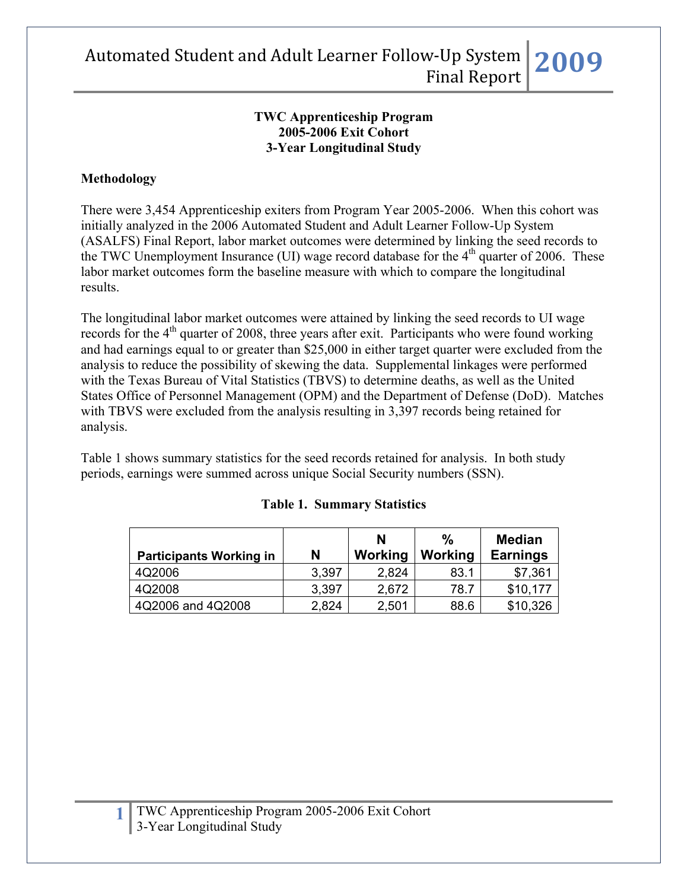# TWC Apprenticeship Program
## 2005-2006 Exit Cohort
## 3-Year Longitudinal Study

### Methodology

There were 3,454 Apprenticeship exiters from Program Year 2005-2006. When this cohort was initially analyzed in the 2006 Automated Student and Adult Learner Follow-Up System (ASALFS) Final Report, labor market outcomes were determined by linking the seed records to the TWC Unemployment Insurance (UI) wage record database for the 4th quarter of 2006. These labor market outcomes form the baseline measure with which to compare the longitudinal results.

The longitudinal labor market outcomes were attained by linking the seed records to UI wage records for the 4th quarter of 2008, three years after exit. Participants who were found working and had earnings equal to or greater than $25,000 in either target quarter were excluded from the analysis to reduce the possibility of skewing the data. Supplemental linkages were performed with the Texas Bureau of Vital Statistics (TBVS) to determine deaths, as well as the United States Office of Personnel Management (OPM) and the Department of Defense (DoD). Matches with TBVS were excluded from the analysis resulting in 3,397 records being retained for analysis.

Table 1 shows summary statistics for the seed records retained for analysis. In both study periods, earnings were summed across unique Social Security numbers (SSN).

**Table 1. Summary Statistics**

| Participants Working in | N | N Working | % Working | Median Earnings |
|---|---|---|---|---|
| 4Q2006 | 3,397 | 2,824 | 83.1 | $7,361 |
| 4Q2008 | 3,397 | 2,672 | 78.7 | $10,177 |
| 4Q2006 and 4Q2008 | 2,824 | 2,501 | 88.6 | $10,326 |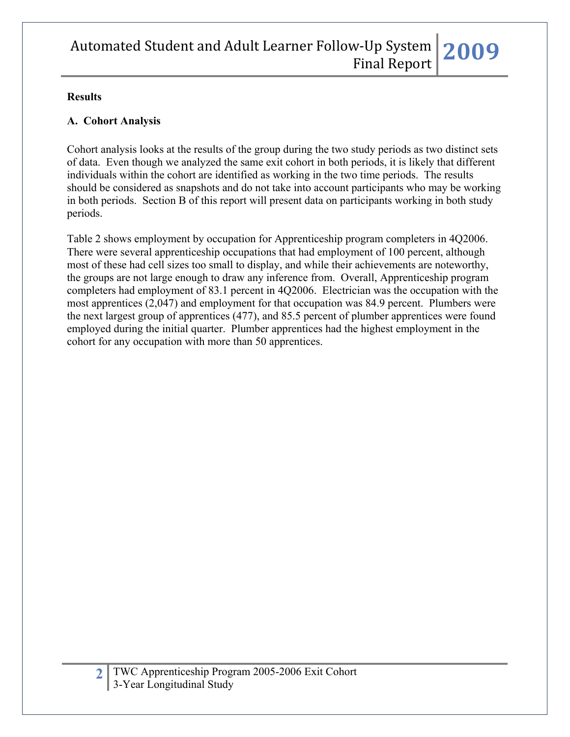**Results**

**A. Cohort Analysis**

Cohort analysis looks at the results of the group during the two study periods as two distinct sets of data. Even though we analyzed the same exit cohort in both periods, it is likely that different individuals within the cohort are identified as working in the two time periods. The results should be considered as snapshots and do not take into account participants who may be working in both periods. Section B of this report will present data on participants working in both study periods.

Table 2 shows employment by occupation for Apprenticeship program completers in 4Q2006. There were several apprenticeship occupations that had employment of 100 percent, although most of these had cell sizes too small to display, and while their achievements are noteworthy, the groups are not large enough to draw any inference from. Overall, Apprenticeship program completers had employment of 83.1 percent in 4Q2006. Electrician was the occupation with the most apprentices (2,047) and employment for that occupation was 84.9 percent. Plumbers were the next largest group of apprentices (477), and 85.5 percent of plumber apprentices were found employed during the initial quarter. Plumber apprentices had the highest employment in the cohort for any occupation with more than 50 apprentices.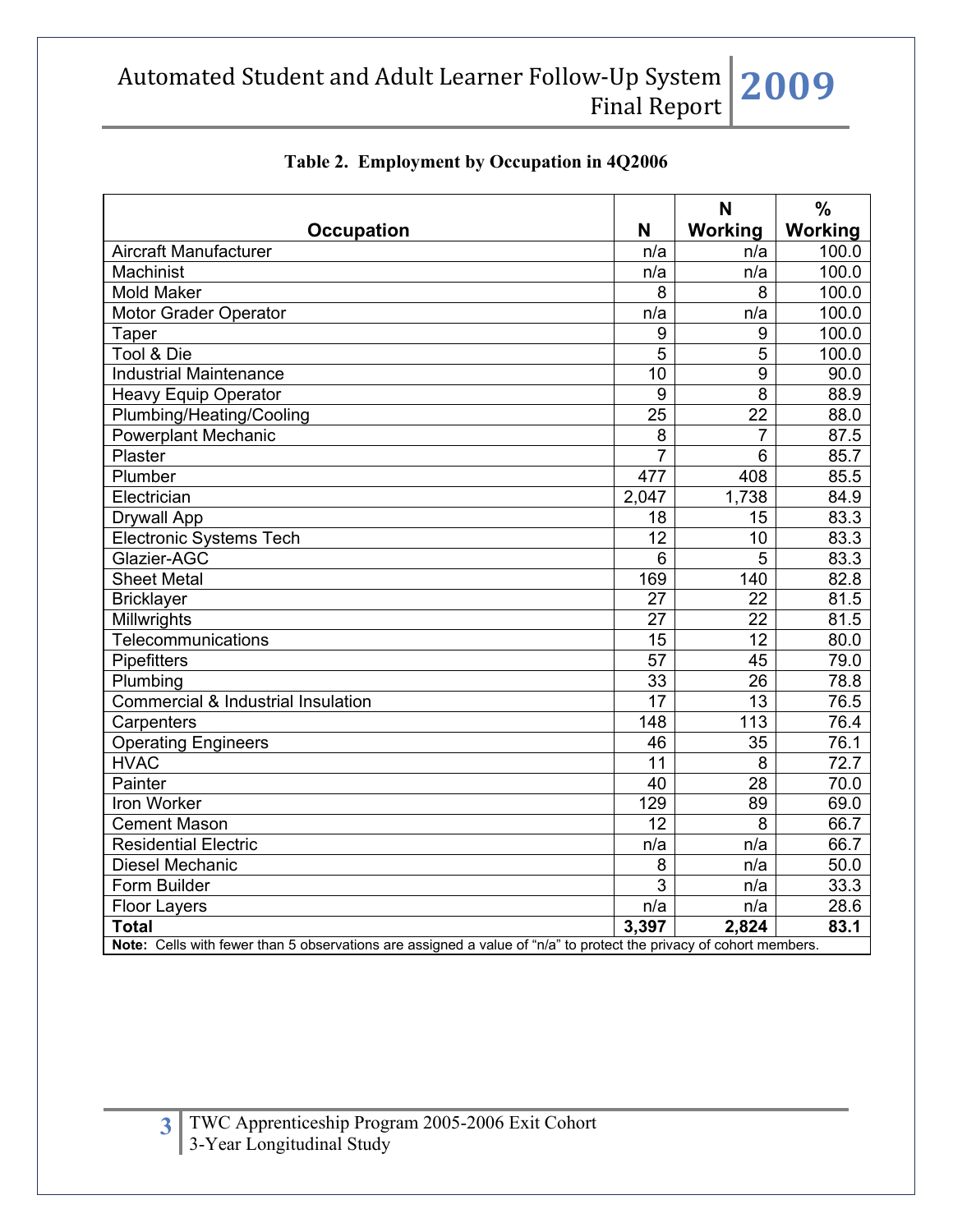**Table 2. Employment by Occupation in 4Q2006**

| Occupation | N | N Working | % Working |
|---|---|---|---|
| Aircraft Manufacturer | n/a | n/a | 100.0 |
| Machinist | n/a | n/a | 100.0 |
| Mold Maker | 8 | 8 | 100.0 |
| Motor Grader Operator | n/a | n/a | 100.0 |
| Taper | 9 | 9 | 100.0 |
| Tool & Die | 5 | 5 | 100.0 |
| Industrial Maintenance | 10 | 9 | 90.0 |
| Heavy Equip Operator | 9 | 8 | 88.9 |
| Plumbing/Heating/Cooling | 25 | 22 | 88.0 |
| Powerplant Mechanic | 8 | 7 | 87.5 |
| Plaster | 7 | 6 | 85.7 |
| Plumber | 477 | 408 | 85.5 |
| Electrician | 2,047 | 1,738 | 84.9 |
| Drywall App | 18 | 15 | 83.3 |
| Electronic Systems Tech | 12 | 10 | 83.3 |
| Glazier-AGC | 6 | 5 | 83.3 |
| Sheet Metal | 169 | 140 | 82.8 |
| Bricklayer | 27 | 22 | 81.5 |
| Millwrights | 27 | 22 | 81.5 |
| Telecommunications | 15 | 12 | 80.0 |
| Pipefitters | 57 | 45 | 79.0 |
| Plumbing | 33 | 26 | 78.8 |
| Commercial & Industrial Insulation | 17 | 13 | 76.5 |
| Carpenters | 148 | 113 | 76.4 |
| Operating Engineers | 46 | 35 | 76.1 |
| HVAC | 11 | 8 | 72.7 |
| Painter | 40 | 28 | 70.0 |
| Iron Worker | 129 | 89 | 69.0 |
| Cement Mason | 12 | 8 | 66.7 |
| Residential Electric | n/a | n/a | 66.7 |
| Diesel Mechanic | 8 | n/a | 50.0 |
| Form Builder | 3 | n/a | 33.3 |
| Floor Layers | n/a | n/a | 28.6 |
| **Total** | **3,397** | **2,824** | **83.1** |

**Note:** Cells with fewer than 5 observations are assigned a value of "n/a" to protect the privacy of cohort members.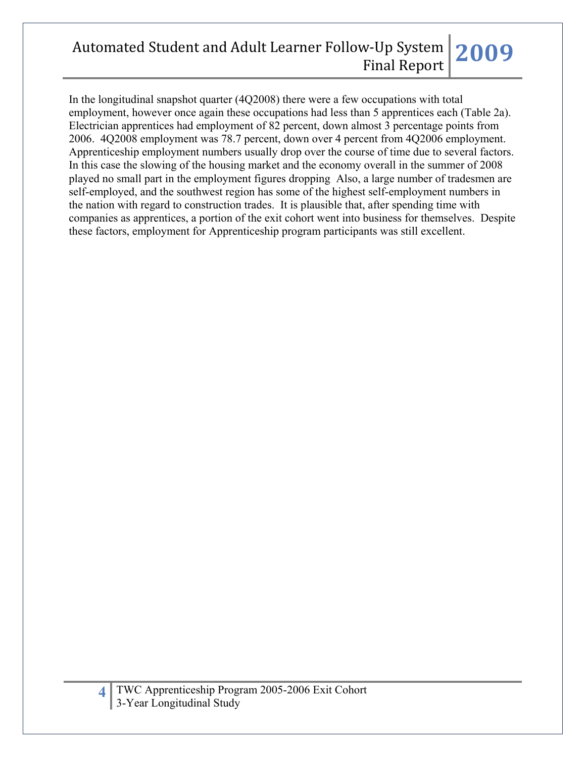In the longitudinal snapshot quarter (4Q2008) there were a few occupations with total employment, however once again these occupations had less than 5 apprentices each (Table 2a). Electrician apprentices had employment of 82 percent, down almost 3 percentage points from 2006. 4Q2008 employment was 78.7 percent, down over 4 percent from 4Q2006 employment. Apprenticeship employment numbers usually drop over the course of time due to several factors. In this case the slowing of the housing market and the economy overall in the summer of 2008 played no small part in the employment figures dropping Also, a large number of tradesmen are self-employed, and the southwest region has some of the highest self-employment numbers in the nation with regard to construction trades. It is plausible that, after spending time with companies as apprentices, a portion of the exit cohort went into business for themselves. Despite these factors, employment for Apprenticeship program participants was still excellent.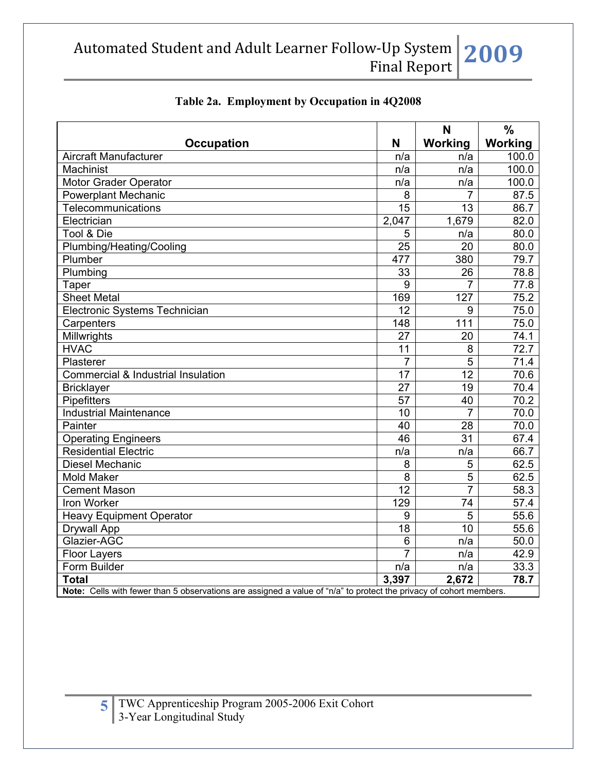**Table 2a. Employment by Occupation in 4Q2008**

| Occupation | N | N Working | % Working |
|---|---|---|---|
| Aircraft Manufacturer | n/a | n/a | 100.0 |
| Machinist | n/a | n/a | 100.0 |
| Motor Grader Operator | n/a | n/a | 100.0 |
| Powerplant Mechanic | 8 | 7 | 87.5 |
| Telecommunications | 15 | 13 | 86.7 |
| Electrician | 2,047 | 1,679 | 82.0 |
| Tool & Die | 5 | n/a | 80.0 |
| Plumbing/Heating/Cooling | 25 | 20 | 80.0 |
| Plumber | 477 | 380 | 79.7 |
| Plumbing | 33 | 26 | 78.8 |
| Taper | 9 | 7 | 77.8 |
| Sheet Metal | 169 | 127 | 75.2 |
| Electronic Systems Technician | 12 | 9 | 75.0 |
| Carpenters | 148 | 111 | 75.0 |
| Millwrights | 27 | 20 | 74.1 |
| HVAC | 11 | 8 | 72.7 |
| Plasterer | 7 | 5 | 71.4 |
| Commercial & Industrial Insulation | 17 | 12 | 70.6 |
| Bricklayer | 27 | 19 | 70.4 |
| Pipefitters | 57 | 40 | 70.2 |
| Industrial Maintenance | 10 | 7 | 70.0 |
| Painter | 40 | 28 | 70.0 |
| Operating Engineers | 46 | 31 | 67.4 |
| Residential Electric | n/a | n/a | 66.7 |
| Diesel Mechanic | 8 | 5 | 62.5 |
| Mold Maker | 8 | 5 | 62.5 |
| Cement Mason | 12 | 7 | 58.3 |
| Iron Worker | 129 | 74 | 57.4 |
| Heavy Equipment Operator | 9 | 5 | 55.6 |
| Drywall App | 18 | 10 | 55.6 |
| Glazier-AGC | 6 | n/a | 50.0 |
| Floor Layers | 7 | n/a | 42.9 |
| Form Builder | n/a | n/a | 33.3 |
| **Total** | **3,397** | **2,672** | **78.7** |

**Note:** Cells with fewer than 5 observations are assigned a value of "n/a" to protect the privacy of cohort members.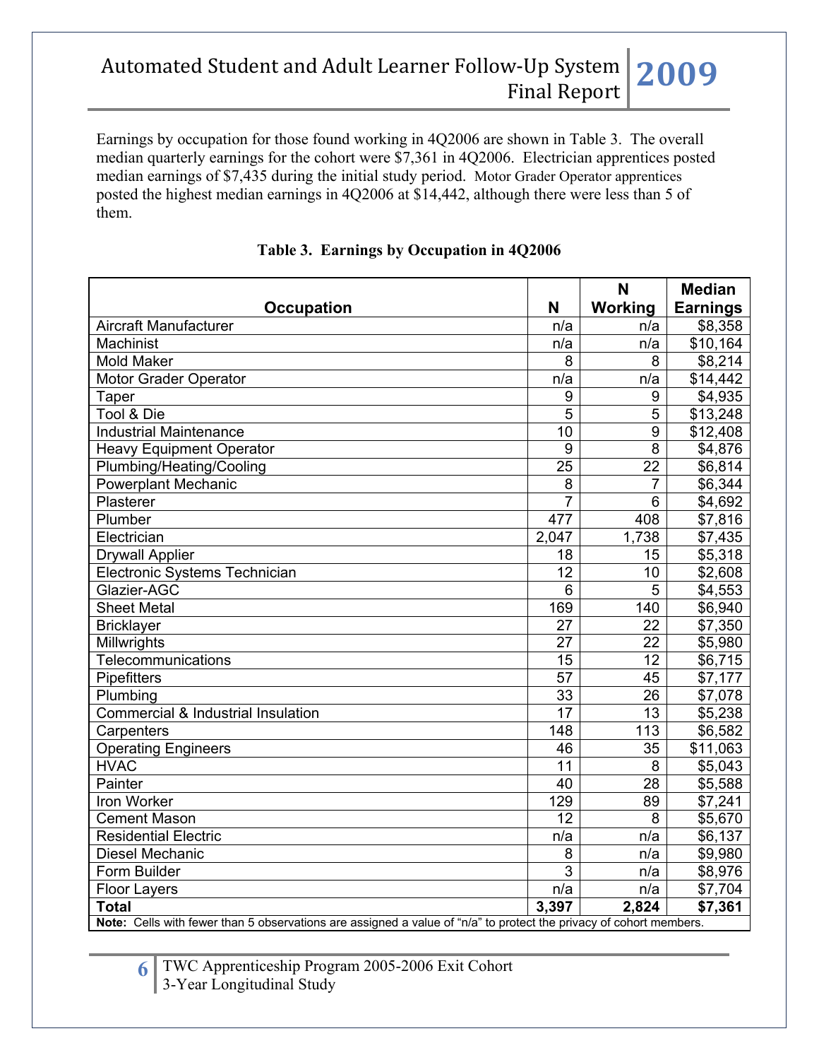Earnings by occupation for those found working in 4Q2006 are shown in Table 3. The overall median quarterly earnings for the cohort were $7,361 in 4Q2006. Electrician apprentices posted median earnings of $7,435 during the initial study period. Motor Grader Operator apprentices posted the highest median earnings in 4Q2006 at $14,442, although there were less than 5 of them.

**Table 3. Earnings by Occupation in 4Q2006**

| Occupation | N | N Working | Median Earnings |
|---|---|---|---|
| Aircraft Manufacturer | n/a | n/a | $8,358 |
| Machinist | n/a | n/a | $10,164 |
| Mold Maker | 8 | 8 | $8,214 |
| Motor Grader Operator | n/a | n/a | $14,442 |
| Taper | 9 | 9 | $4,935 |
| Tool & Die | 5 | 5 | $13,248 |
| Industrial Maintenance | 10 | 9 | $12,408 |
| Heavy Equipment Operator | 9 | 8 | $4,876 |
| Plumbing/Heating/Cooling | 25 | 22 | $6,814 |
| Powerplant Mechanic | 8 | 7 | $6,344 |
| Plasterer | 7 | 6 | $4,692 |
| Plumber | 477 | 408 | $7,816 |
| Electrician | 2,047 | 1,738 | $7,435 |
| Drywall Applier | 18 | 15 | $5,318 |
| Electronic Systems Technician | 12 | 10 | $2,608 |
| Glazier-AGC | 6 | 5 | $4,553 |
| Sheet Metal | 169 | 140 | $6,940 |
| Bricklayer | 27 | 22 | $7,350 |
| Millwrights | 27 | 22 | $5,980 |
| Telecommunications | 15 | 12 | $6,715 |
| Pipefitters | 57 | 45 | $7,177 |
| Plumbing | 33 | 26 | $7,078 |
| Commercial & Industrial Insulation | 17 | 13 | $5,238 |
| Carpenters | 148 | 113 | $6,582 |
| Operating Engineers | 46 | 35 | $11,063 |
| HVAC | 11 | 8 | $5,043 |
| Painter | 40 | 28 | $5,588 |
| Iron Worker | 129 | 89 | $7,241 |
| Cement Mason | 12 | 8 | $5,670 |
| Residential Electric | n/a | n/a | $6,137 |
| Diesel Mechanic | 8 | n/a | $9,980 |
| Form Builder | 3 | n/a | $8,976 |
| Floor Layers | n/a | n/a | $7,704 |
| **Total** | **3,397** | **2,824** | **$7,361** |

**Note:** Cells with fewer than 5 observations are assigned a value of "n/a" to protect the privacy of cohort members.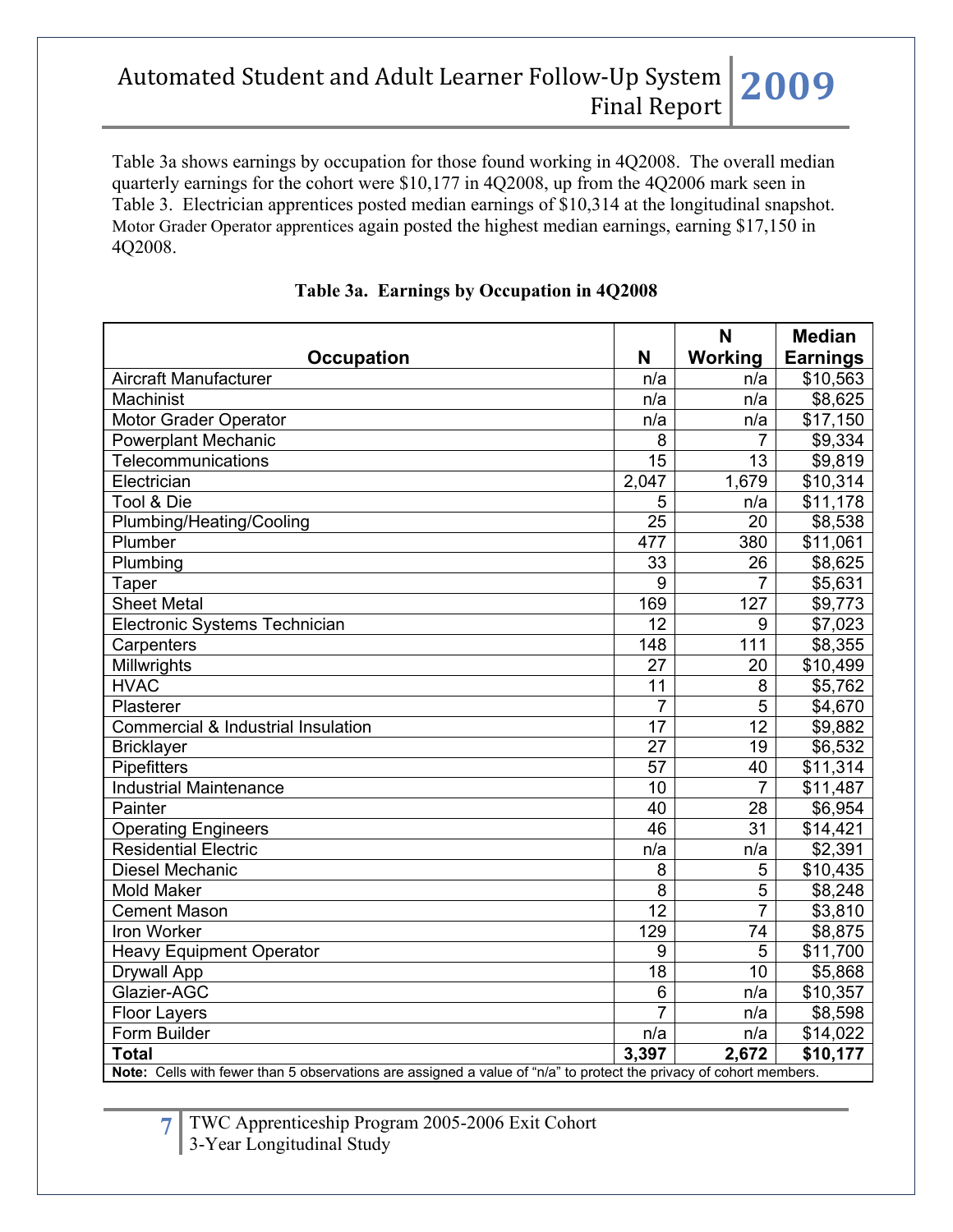Table 3a shows earnings by occupation for those found working in 4Q2008. The overall median quarterly earnings for the cohort were $10,177 in 4Q2008, up from the 4Q2006 mark seen in Table 3. Electrician apprentices posted median earnings of $10,314 at the longitudinal snapshot. Motor Grader Operator apprentices again posted the highest median earnings, earning $17,150 in 4Q2008.

**Table 3a. Earnings by Occupation in 4Q2008**

| Occupation | N | N Working | Median Earnings |
|---|---|---|---|
| Aircraft Manufacturer | n/a | n/a | $10,563 |
| Machinist | n/a | n/a | $8,625 |
| Motor Grader Operator | n/a | n/a | $17,150 |
| Powerplant Mechanic | 8 | 7 | $9,334 |
| Telecommunications | 15 | 13 | $9,819 |
| Electrician | 2,047 | 1,679 | $10,314 |
| Tool & Die | 5 | n/a | $11,178 |
| Plumbing/Heating/Cooling | 25 | 20 | $8,538 |
| Plumber | 477 | 380 | $11,061 |
| Plumbing | 33 | 26 | $8,625 |
| Taper | 9 | 7 | $5,631 |
| Sheet Metal | 169 | 127 | $9,773 |
| Electronic Systems Technician | 12 | 9 | $7,023 |
| Carpenters | 148 | 111 | $8,355 |
| Millwrights | 27 | 20 | $10,499 |
| HVAC | 11 | 8 | $5,762 |
| Plasterer | 7 | 5 | $4,670 |
| Commercial & Industrial Insulation | 17 | 12 | $9,882 |
| Bricklayer | 27 | 19 | $6,532 |
| Pipefitters | 57 | 40 | $11,314 |
| Industrial Maintenance | 10 | 7 | $11,487 |
| Painter | 40 | 28 | $6,954 |
| Operating Engineers | 46 | 31 | $14,421 |
| Residential Electric | n/a | n/a | $2,391 |
| Diesel Mechanic | 8 | 5 | $10,435 |
| Mold Maker | 8 | 5 | $8,248 |
| Cement Mason | 12 | 7 | $3,810 |
| Iron Worker | 129 | 74 | $8,875 |
| Heavy Equipment Operator | 9 | 5 | $11,700 |
| Drywall App | 18 | 10 | $5,868 |
| Glazier-AGC | 6 | n/a | $10,357 |
| Floor Layers | 7 | n/a | $8,598 |
| Form Builder | n/a | n/a | $14,022 |
| **Total** | **3,397** | **2,672** | **$10,177** |

**Note:** Cells with fewer than 5 observations are assigned a value of "n/a" to protect the privacy of cohort members.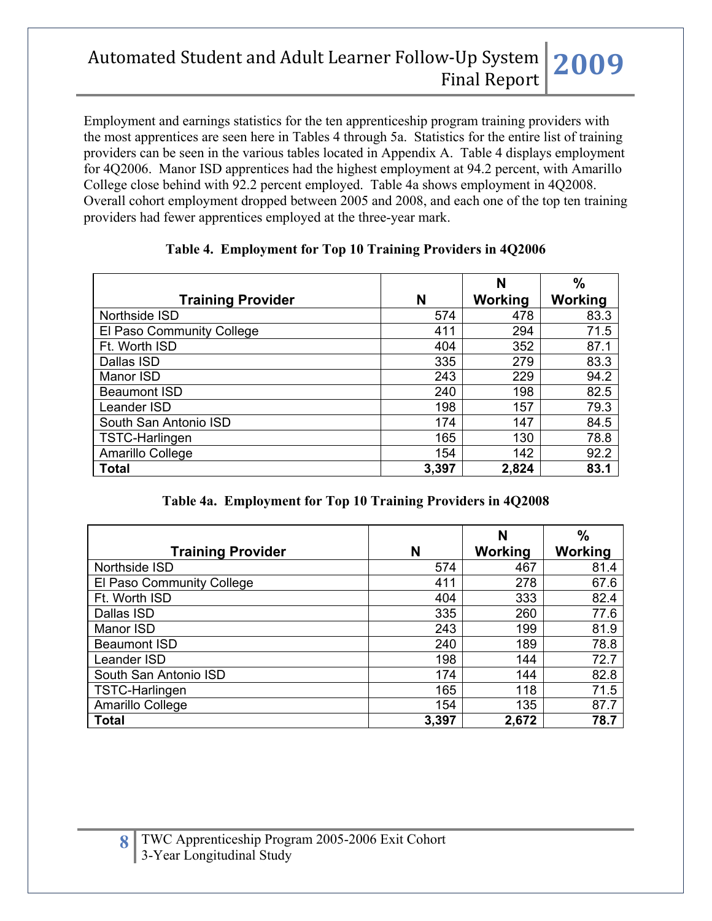Employment and earnings statistics for the ten apprenticeship program training providers with the most apprentices are seen here in Tables 4 through 5a. Statistics for the entire list of training providers can be seen in the various tables located in Appendix A. Table 4 displays employment for 4Q2006. Manor ISD apprentices had the highest employment at 94.2 percent, with Amarillo College close behind with 92.2 percent employed. Table 4a shows employment in 4Q2008. Overall cohort employment dropped between 2005 and 2008, and each one of the top ten training providers had fewer apprentices employed at the three-year mark.

**Table 4. Employment for Top 10 Training Providers in 4Q2006**

| Training Provider | N | N Working | % Working |
|---|---|---|---|
| Northside ISD | 574 | 478 | 83.3 |
| El Paso Community College | 411 | 294 | 71.5 |
| Ft. Worth ISD | 404 | 352 | 87.1 |
| Dallas ISD | 335 | 279 | 83.3 |
| Manor ISD | 243 | 229 | 94.2 |
| Beaumont ISD | 240 | 198 | 82.5 |
| Leander ISD | 198 | 157 | 79.3 |
| South San Antonio ISD | 174 | 147 | 84.5 |
| TSTC-Harlingen | 165 | 130 | 78.8 |
| Amarillo College | 154 | 142 | 92.2 |
| **Total** | **3,397** | **2,824** | **83.1** |

**Table 4a. Employment for Top 10 Training Providers in 4Q2008**

| Training Provider | N | N Working | % Working |
|---|---|---|---|
| Northside ISD | 574 | 467 | 81.4 |
| El Paso Community College | 411 | 278 | 67.6 |
| Ft. Worth ISD | 404 | 333 | 82.4 |
| Dallas ISD | 335 | 260 | 77.6 |
| Manor ISD | 243 | 199 | 81.9 |
| Beaumont ISD | 240 | 189 | 78.8 |
| Leander ISD | 198 | 144 | 72.7 |
| South San Antonio ISD | 174 | 144 | 82.8 |
| TSTC-Harlingen | 165 | 118 | 71.5 |
| Amarillo College | 154 | 135 | 87.7 |
| **Total** | **3,397** | **2,672** | **78.7** |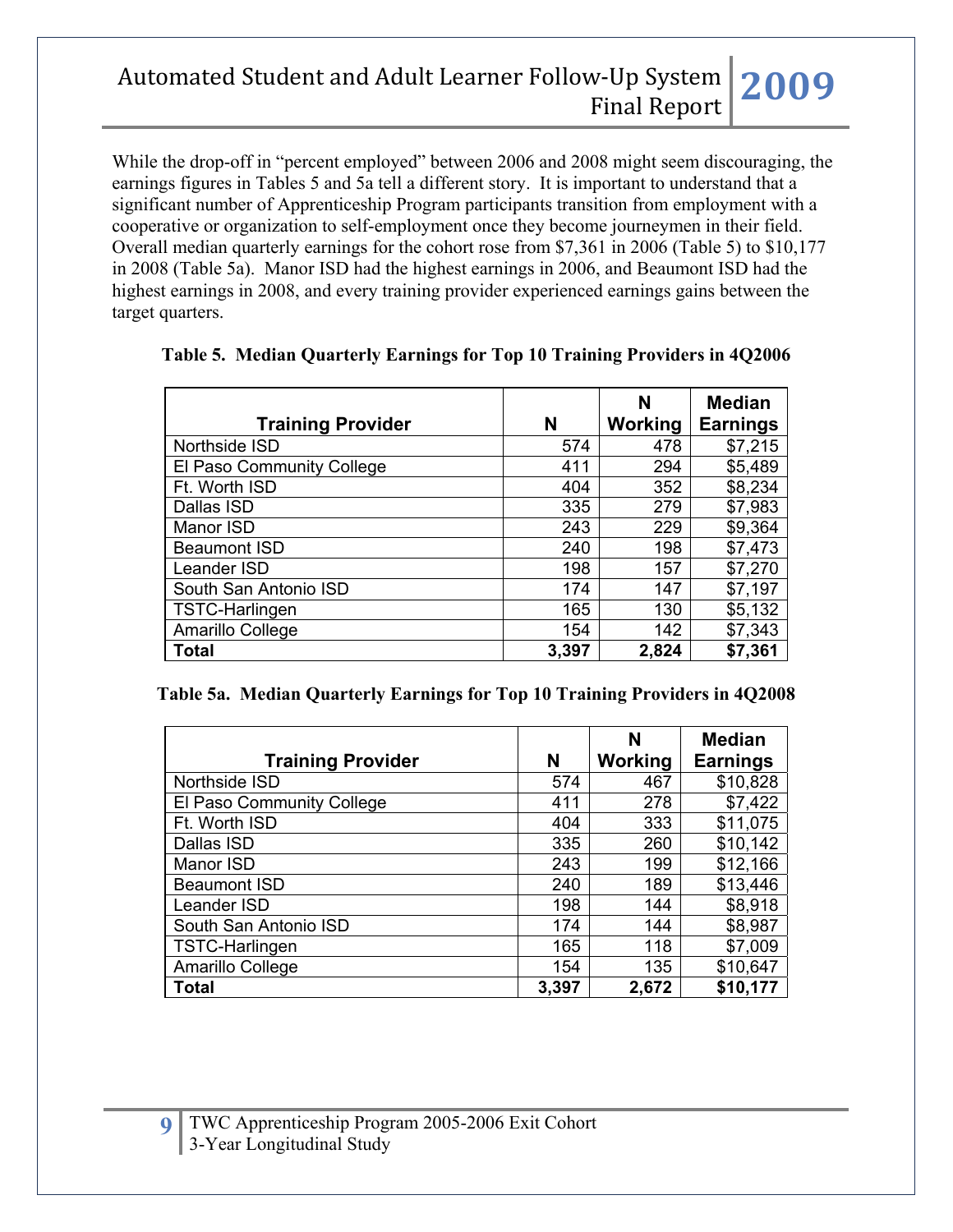While the drop-off in "percent employed" between 2006 and 2008 might seem discouraging, the earnings figures in Tables 5 and 5a tell a different story. It is important to understand that a significant number of Apprenticeship Program participants transition from employment with a cooperative or organization to self-employment once they become journeymen in their field. Overall median quarterly earnings for the cohort rose from $7,361 in 2006 (Table 5) to $10,177 in 2008 (Table 5a). Manor ISD had the highest earnings in 2006, and Beaumont ISD had the highest earnings in 2008, and every training provider experienced earnings gains between the target quarters.

**Table 5. Median Quarterly Earnings for Top 10 Training Providers in 4Q2006**

| Training Provider | N | N Working | Median Earnings |
|---|---|---|---|
| Northside ISD | 574 | 478 | $7,215 |
| El Paso Community College | 411 | 294 | $5,489 |
| Ft. Worth ISD | 404 | 352 | $8,234 |
| Dallas ISD | 335 | 279 | $7,983 |
| Manor ISD | 243 | 229 | $9,364 |
| Beaumont ISD | 240 | 198 | $7,473 |
| Leander ISD | 198 | 157 | $7,270 |
| South San Antonio ISD | 174 | 147 | $7,197 |
| TSTC-Harlingen | 165 | 130 | $5,132 |
| Amarillo College | 154 | 142 | $7,343 |
| **Total** | **3,397** | **2,824** | **$7,361** |

**Table 5a. Median Quarterly Earnings for Top 10 Training Providers in 4Q2008**

| Training Provider | N | N Working | Median Earnings |
|---|---|---|---|
| Northside ISD | 574 | 467 | $10,828 |
| El Paso Community College | 411 | 278 | $7,422 |
| Ft. Worth ISD | 404 | 333 | $11,075 |
| Dallas ISD | 335 | 260 | $10,142 |
| Manor ISD | 243 | 199 | $12,166 |
| Beaumont ISD | 240 | 189 | $13,446 |
| Leander ISD | 198 | 144 | $8,918 |
| South San Antonio ISD | 174 | 144 | $8,987 |
| TSTC-Harlingen | 165 | 118 | $7,009 |
| Amarillo College | 154 | 135 | $10,647 |
| **Total** | **3,397** | **2,672** | **$10,177** |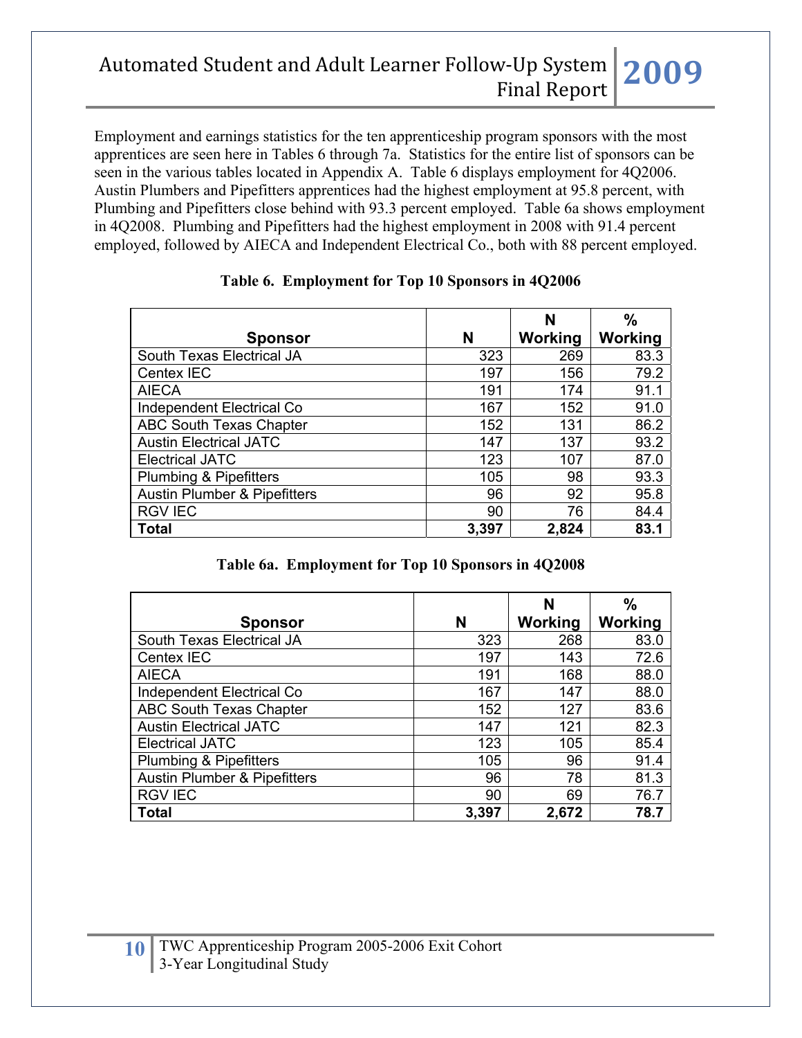Employment and earnings statistics for the ten apprenticeship program sponsors with the most apprentices are seen here in Tables 6 through 7a. Statistics for the entire list of sponsors can be seen in the various tables located in Appendix A. Table 6 displays employment for 4Q2006. Austin Plumbers and Pipefitters apprentices had the highest employment at 95.8 percent, with Plumbing and Pipefitters close behind with 93.3 percent employed. Table 6a shows employment in 4Q2008. Plumbing and Pipefitters had the highest employment in 2008 with 91.4 percent employed, followed by AIECA and Independent Electrical Co., both with 88 percent employed.

**Table 6. Employment for Top 10 Sponsors in 4Q2006**

| Sponsor | N | N Working | % Working |
|---|---|---|---|
| South Texas Electrical JA | 323 | 269 | 83.3 |
| Centex IEC | 197 | 156 | 79.2 |
| AIECA | 191 | 174 | 91.1 |
| Independent Electrical Co | 167 | 152 | 91.0 |
| ABC South Texas Chapter | 152 | 131 | 86.2 |
| Austin Electrical JATC | 147 | 137 | 93.2 |
| Electrical JATC | 123 | 107 | 87.0 |
| Plumbing & Pipefitters | 105 | 98 | 93.3 |
| Austin Plumber & Pipefitters | 96 | 92 | 95.8 |
| RGV IEC | 90 | 76 | 84.4 |
| **Total** | **3,397** | **2,824** | **83.1** |

**Table 6a. Employment for Top 10 Sponsors in 4Q2008**

| Sponsor | N | N Working | % Working |
|---|---|---|---|
| South Texas Electrical JA | 323 | 268 | 83.0 |
| Centex IEC | 197 | 143 | 72.6 |
| AIECA | 191 | 168 | 88.0 |
| Independent Electrical Co | 167 | 147 | 88.0 |
| ABC South Texas Chapter | 152 | 127 | 83.6 |
| Austin Electrical JATC | 147 | 121 | 82.3 |
| Electrical JATC | 123 | 105 | 85.4 |
| Plumbing & Pipefitters | 105 | 96 | 91.4 |
| Austin Plumber & Pipefitters | 96 | 78 | 81.3 |
| RGV IEC | 90 | 69 | 76.7 |
| **Total** | **3,397** | **2,672** | **78.7** |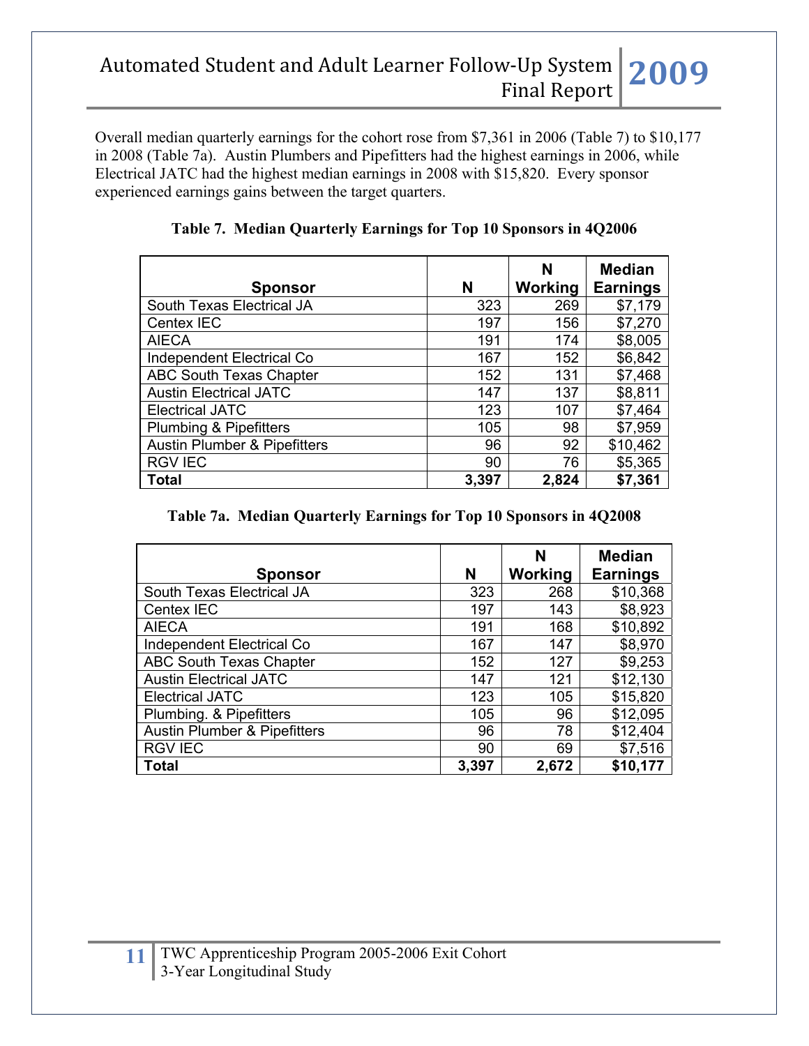Overall median quarterly earnings for the cohort rose from $7,361 in 2006 (Table 7) to $10,177 in 2008 (Table 7a). Austin Plumbers and Pipefitters had the highest earnings in 2006, while Electrical JATC had the highest median earnings in 2008 with $15,820. Every sponsor experienced earnings gains between the target quarters.

**Table 7. Median Quarterly Earnings for Top 10 Sponsors in 4Q2006**

| Sponsor | N | N Working | Median Earnings |
|---|---|---|---|
| South Texas Electrical JA | 323 | 269 | $7,179 |
| Centex IEC | 197 | 156 | $7,270 |
| AIECA | 191 | 174 | $8,005 |
| Independent Electrical Co | 167 | 152 | $6,842 |
| ABC South Texas Chapter | 152 | 131 | $7,468 |
| Austin Electrical JATC | 147 | 137 | $8,811 |
| Electrical JATC | 123 | 107 | $7,464 |
| Plumbing & Pipefitters | 105 | 98 | $7,959 |
| Austin Plumber & Pipefitters | 96 | 92 | $10,462 |
| RGV IEC | 90 | 76 | $5,365 |
| **Total** | **3,397** | **2,824** | **$7,361** |

**Table 7a. Median Quarterly Earnings for Top 10 Sponsors in 4Q2008**

| Sponsor | N | N Working | Median Earnings |
|---|---|---|---|
| South Texas Electrical JA | 323 | 268 | $10,368 |
| Centex IEC | 197 | 143 | $8,923 |
| AIECA | 191 | 168 | $10,892 |
| Independent Electrical Co | 167 | 147 | $8,970 |
| ABC South Texas Chapter | 152 | 127 | $9,253 |
| Austin Electrical JATC | 147 | 121 | $12,130 |
| Electrical JATC | 123 | 105 | $15,820 |
| Plumbing. & Pipefitters | 105 | 96 | $12,095 |
| Austin Plumber & Pipefitters | 96 | 78 | $12,404 |
| RGV IEC | 90 | 69 | $7,516 |
| **Total** | **3,397** | **2,672** | **$10,177** |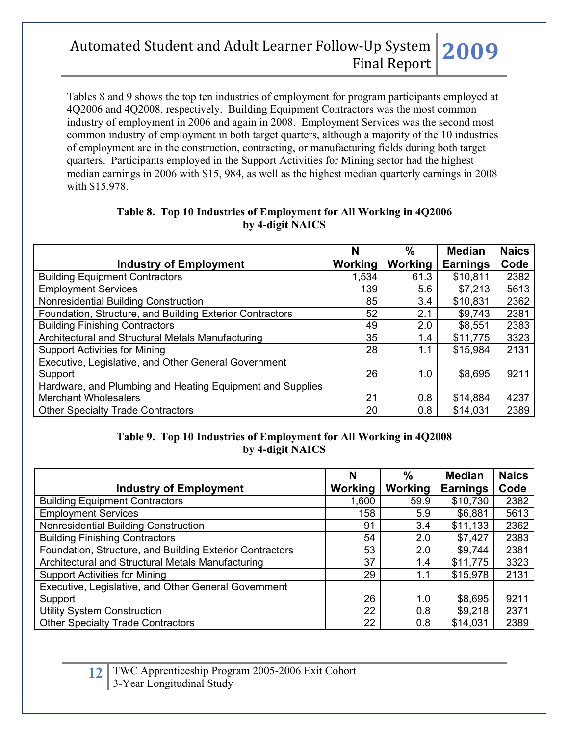Tables 8 and 9 shows the top ten industries of employment for program participants employed at 4Q2006 and 4Q2008, respectively. Building Equipment Contractors was the most common industry of employment in 2006 and again in 2008. Employment Services was the second most common industry of employment in both target quarters, although a majority of the 10 industries of employment are in the construction, contracting, or manufacturing fields during both target quarters. Participants employed in the Support Activities for Mining sector had the highest median earnings in 2006 with $15, 984, as well as the highest median quarterly earnings in 2008 with $15,978.

**Table 8. Top 10 Industries of Employment for All Working in 4Q2006 by 4-digit NAICS**

| Industry of Employment | N Working | % Working | Median Earnings | Naics Code |
|---|---|---|---|---|
| Building Equipment Contractors | 1,534 | 61.3 | $10,811 | 2382 |
| Employment Services | 139 | 5.6 | $7,213 | 5613 |
| Nonresidential Building Construction | 85 | 3.4 | $10,831 | 2362 |
| Foundation, Structure, and Building Exterior Contractors | 52 | 2.1 | $9,743 | 2381 |
| Building Finishing Contractors | 49 | 2.0 | $8,551 | 2383 |
| Architectural and Structural Metals Manufacturing | 35 | 1.4 | $11,775 | 3323 |
| Support Activities for Mining | 28 | 1.1 | $15,984 | 2131 |
| Executive, Legislative, and Other General Government Support | 26 | 1.0 | $8,695 | 9211 |
| Hardware, and Plumbing and Heating Equipment and Supplies Merchant Wholesalers | 21 | 0.8 | $14,884 | 4237 |
| Other Specialty Trade Contractors | 20 | 0.8 | $14,031 | 2389 |

**Table 9. Top 10 Industries of Employment for All Working in 4Q2008 by 4-digit NAICS**

| Industry of Employment | N Working | % Working | Median Earnings | Naics Code |
|---|---|---|---|---|
| Building Equipment Contractors | 1,600 | 59.9 | $10,730 | 2382 |
| Employment Services | 158 | 5.9 | $6,881 | 5613 |
| Nonresidential Building Construction | 91 | 3.4 | $11,133 | 2362 |
| Building Finishing Contractors | 54 | 2.0 | $7,427 | 2383 |
| Foundation, Structure, and Building Exterior Contractors | 53 | 2.0 | $9,744 | 2381 |
| Architectural and Structural Metals Manufacturing | 37 | 1.4 | $11,775 | 3323 |
| Support Activities for Mining | 29 | 1.1 | $15,978 | 2131 |
| Executive, Legislative, and Other General Government Support | 26 | 1.0 | $8,695 | 9211 |
| Utility System Construction | 22 | 0.8 | $9,218 | 2371 |
| Other Specialty Trade Contractors | 22 | 0.8 | $14,031 | 2389 |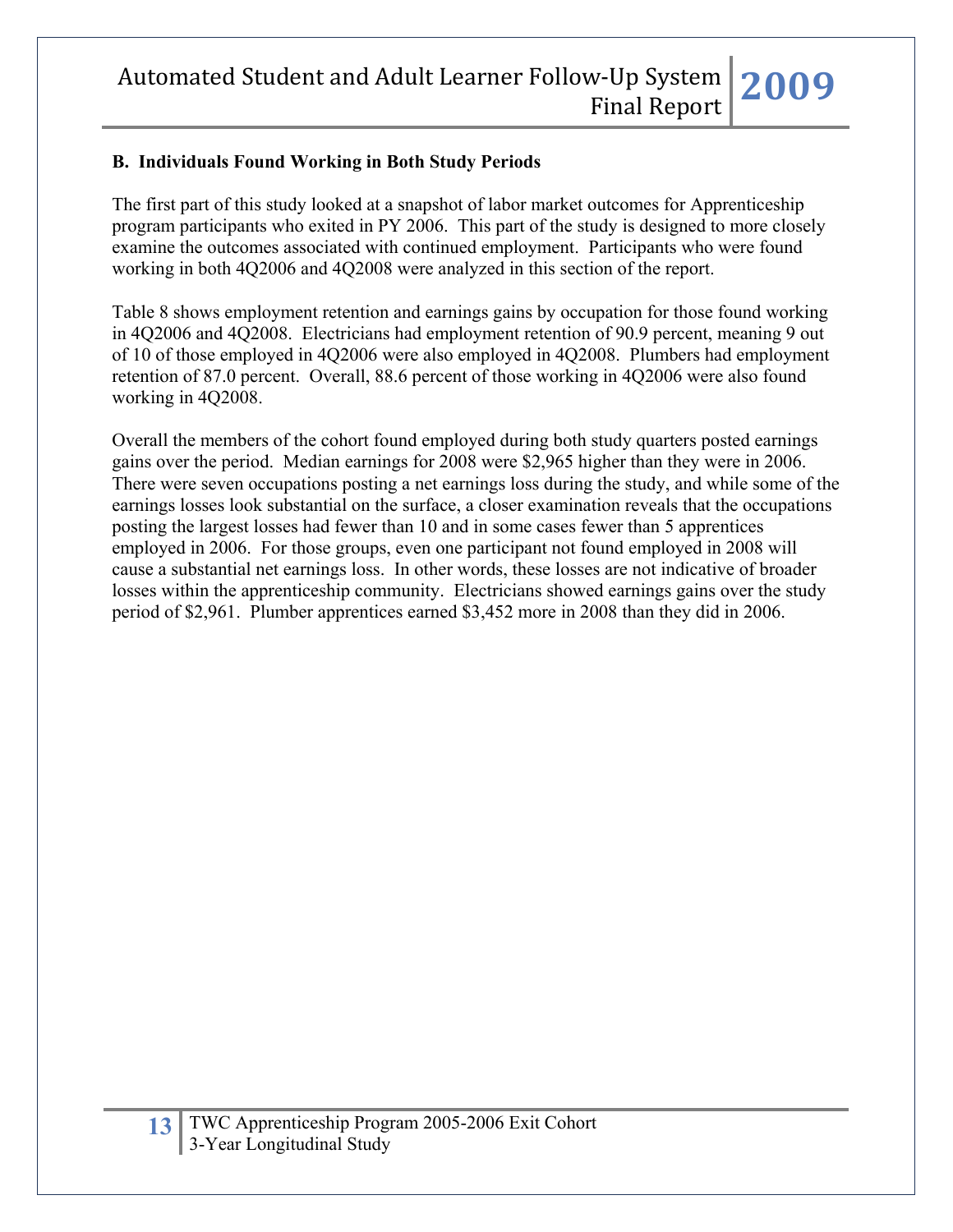### B. Individuals Found Working in Both Study Periods

The first part of this study looked at a snapshot of labor market outcomes for Apprenticeship program participants who exited in PY 2006. This part of the study is designed to more closely examine the outcomes associated with continued employment. Participants who were found working in both 4Q2006 and 4Q2008 were analyzed in this section of the report.

Table 8 shows employment retention and earnings gains by occupation for those found working in 4Q2006 and 4Q2008. Electricians had employment retention of 90.9 percent, meaning 9 out of 10 of those employed in 4Q2006 were also employed in 4Q2008. Plumbers had employment retention of 87.0 percent. Overall, 88.6 percent of those working in 4Q2006 were also found working in 4Q2008.

Overall the members of the cohort found employed during both study quarters posted earnings gains over the period. Median earnings for 2008 were $2,965 higher than they were in 2006. There were seven occupations posting a net earnings loss during the study, and while some of the earnings losses look substantial on the surface, a closer examination reveals that the occupations posting the largest losses had fewer than 10 and in some cases fewer than 5 apprentices employed in 2006. For those groups, even one participant not found employed in 2008 will cause a substantial net earnings loss. In other words, these losses are not indicative of broader losses within the apprenticeship community. Electricians showed earnings gains over the study period of $2,961. Plumber apprentices earned $3,452 more in 2008 than they did in 2006.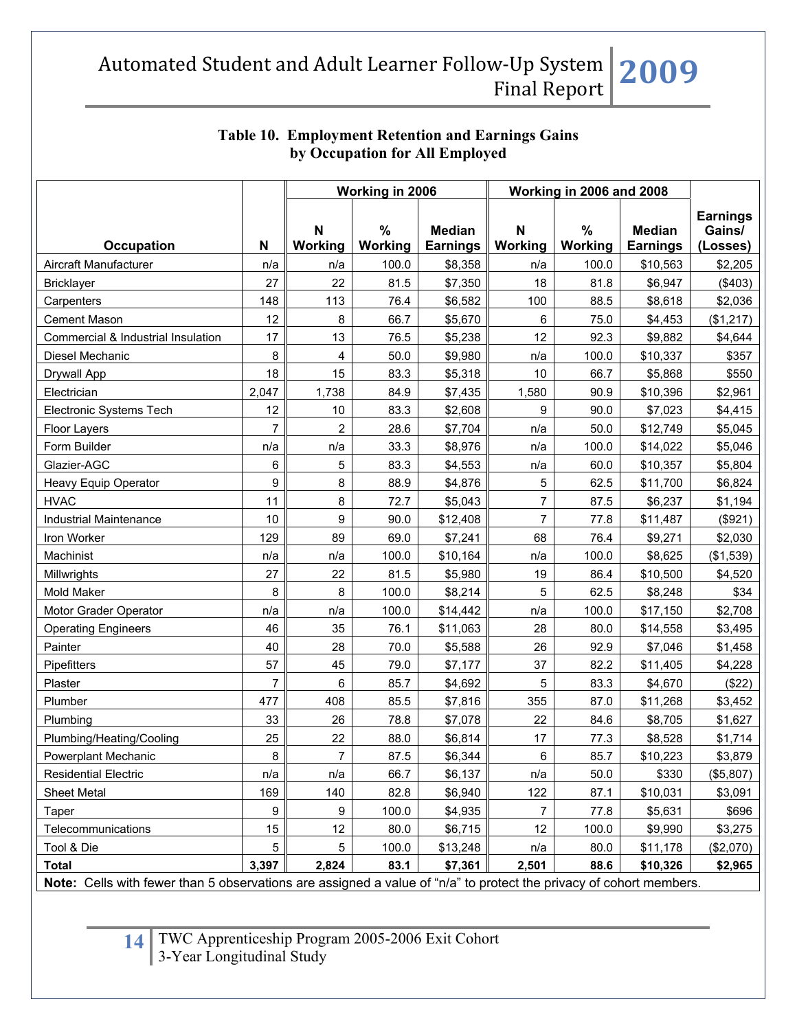## Table 10. Employment Retention and Earnings Gains by Occupation for All Employed

| Occupation | N | Working in 2006 | | | Working in 2006 and 2008 | | | Earnings Gains/ (Losses) |
|---|---|---|---|---|---|---|---|---|
| | | N Working | % Working | Median Earnings | N Working | % Working | Median Earnings | |
| Aircraft Manufacturer | n/a | n/a | 100.0 | $8,358 | n/a | 100.0 | $10,563 | $2,205 |
| Bricklayer | 27 | 22 | 81.5 | $7,350 | 18 | 81.8 | $6,947 | ($403) |
| Carpenters | 148 | 113 | 76.4 | $6,582 | 100 | 88.5 | $8,618 | $2,036 |
| Cement Mason | 12 | 8 | 66.7 | $5,670 | 6 | 75.0 | $4,453 | ($1,217) |
| Commercial & Industrial Insulation | 17 | 13 | 76.5 | $5,238 | 12 | 92.3 | $9,882 | $4,644 |
| Diesel Mechanic | 8 | 4 | 50.0 | $9,980 | n/a | 100.0 | $10,337 | $357 |
| Drywall App | 18 | 15 | 83.3 | $5,318 | 10 | 66.7 | $5,868 | $550 |
| Electrician | 2,047 | 1,738 | 84.9 | $7,435 | 1,580 | 90.9 | $10,396 | $2,961 |
| Electronic Systems Tech | 12 | 10 | 83.3 | $2,608 | 9 | 90.0 | $7,023 | $4,415 |
| Floor Layers | 7 | 2 | 28.6 | $7,704 | n/a | 50.0 | $12,749 | $5,045 |
| Form Builder | n/a | n/a | 33.3 | $8,976 | n/a | 100.0 | $14,022 | $5,046 |
| Glazier-AGC | 6 | 5 | 83.3 | $4,553 | n/a | 60.0 | $10,357 | $5,804 |
| Heavy Equip Operator | 9 | 8 | 88.9 | $4,876 | 5 | 62.5 | $11,700 | $6,824 |
| HVAC | 11 | 8 | 72.7 | $5,043 | 7 | 87.5 | $6,237 | $1,194 |
| Industrial Maintenance | 10 | 9 | 90.0 | $12,408 | 7 | 77.8 | $11,487 | ($921) |
| Iron Worker | 129 | 89 | 69.0 | $7,241 | 68 | 76.4 | $9,271 | $2,030 |
| Machinist | n/a | n/a | 100.0 | $10,164 | n/a | 100.0 | $8,625 | ($1,539) |
| Millwrights | 27 | 22 | 81.5 | $5,980 | 19 | 86.4 | $10,500 | $4,520 |
| Mold Maker | 8 | 8 | 100.0 | $8,214 | 5 | 62.5 | $8,248 | $34 |
| Motor Grader Operator | n/a | n/a | 100.0 | $14,442 | n/a | 100.0 | $17,150 | $2,708 |
| Operating Engineers | 46 | 35 | 76.1 | $11,063 | 28 | 80.0 | $14,558 | $3,495 |
| Painter | 40 | 28 | 70.0 | $5,588 | 26 | 92.9 | $7,046 | $1,458 |
| Pipefitters | 57 | 45 | 79.0 | $7,177 | 37 | 82.2 | $11,405 | $4,228 |
| Plaster | 7 | 6 | 85.7 | $4,692 | 5 | 83.3 | $4,670 | ($22) |
| Plumber | 477 | 408 | 85.5 | $7,816 | 355 | 87.0 | $11,268 | $3,452 |
| Plumbing | 33 | 26 | 78.8 | $7,078 | 22 | 84.6 | $8,705 | $1,627 |
| Plumbing/Heating/Cooling | 25 | 22 | 88.0 | $6,814 | 17 | 77.3 | $8,528 | $1,714 |
| Powerplant Mechanic | 8 | 7 | 87.5 | $6,344 | 6 | 85.7 | $10,223 | $3,879 |
| Residential Electric | n/a | n/a | 66.7 | $6,137 | n/a | 50.0 | $330 | ($5,807) |
| Sheet Metal | 169 | 140 | 82.8 | $6,940 | 122 | 87.1 | $10,031 | $3,091 |
| Taper | 9 | 9 | 100.0 | $4,935 | 7 | 77.8 | $5,631 | $696 |
| Telecommunications | 15 | 12 | 80.0 | $6,715 | 12 | 100.0 | $9,990 | $3,275 |
| Tool & Die | 5 | 5 | 100.0 | $13,248 | n/a | 80.0 | $11,178 | ($2,070) |
| **Total** | **3,397** | **2,824** | **83.1** | **$7,361** | **2,501** | **88.6** | **$10,326** | **$2,965** |

**Note:** Cells with fewer than 5 observations are assigned a value of "n/a" to protect the privacy of cohort members.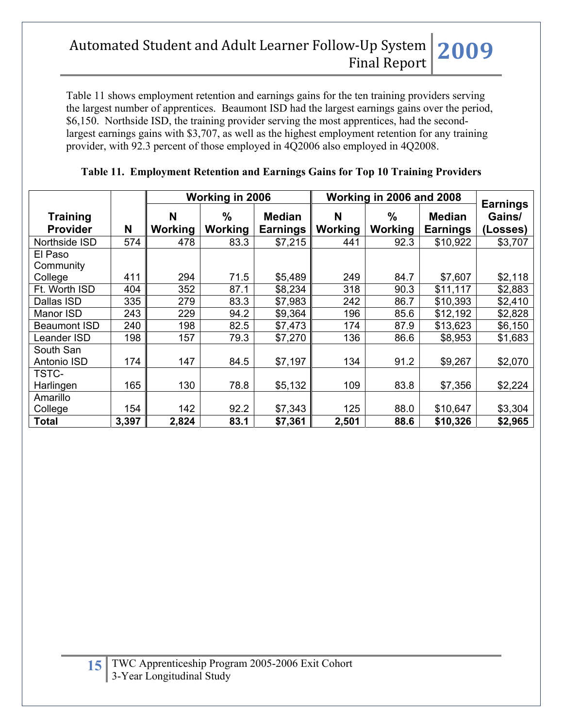Table 11 shows employment retention and earnings gains for the ten training providers serving the largest number of apprentices. Beaumont ISD had the largest earnings gains over the period, $6,150. Northside ISD, the training provider serving the most apprentices, had the second-largest earnings gains with $3,707, as well as the highest employment retention for any training provider, with 92.3 percent of those employed in 4Q2006 also employed in 4Q2008.

**Table 11. Employment Retention and Earnings Gains for Top 10 Training Providers**

| Training Provider | N | Working in 2006 | | | Working in 2006 and 2008 | | | Earnings Gains/ (Losses) |
|---|---|---|---|---|---|---|---|---|
| | | N Working | % Working | Median Earnings | N Working | % Working | Median Earnings | |
| Northside ISD | 574 | 478 | 83.3 | $7,215 | 441 | 92.3 | $10,922 | $3,707 |
| El Paso Community College | 411 | 294 | 71.5 | $5,489 | 249 | 84.7 | $7,607 | $2,118 |
| Ft. Worth ISD | 404 | 352 | 87.1 | $8,234 | 318 | 90.3 | $11,117 | $2,883 |
| Dallas ISD | 335 | 279 | 83.3 | $7,983 | 242 | 86.7 | $10,393 | $2,410 |
| Manor ISD | 243 | 229 | 94.2 | $9,364 | 196 | 85.6 | $12,192 | $2,828 |
| Beaumont ISD | 240 | 198 | 82.5 | $7,473 | 174 | 87.9 | $13,623 | $6,150 |
| Leander ISD | 198 | 157 | 79.3 | $7,270 | 136 | 86.6 | $8,953 | $1,683 |
| South San Antonio ISD | 174 | 147 | 84.5 | $7,197 | 134 | 91.2 | $9,267 | $2,070 |
| TSTC-Harlingen | 165 | 130 | 78.8 | $5,132 | 109 | 83.8 | $7,356 | $2,224 |
| Amarillo College | 154 | 142 | 92.2 | $7,343 | 125 | 88.0 | $10,647 | $3,304 |
| **Total** | **3,397** | **2,824** | **83.1** | **$7,361** | **2,501** | **88.6** | **$10,326** | **$2,965** |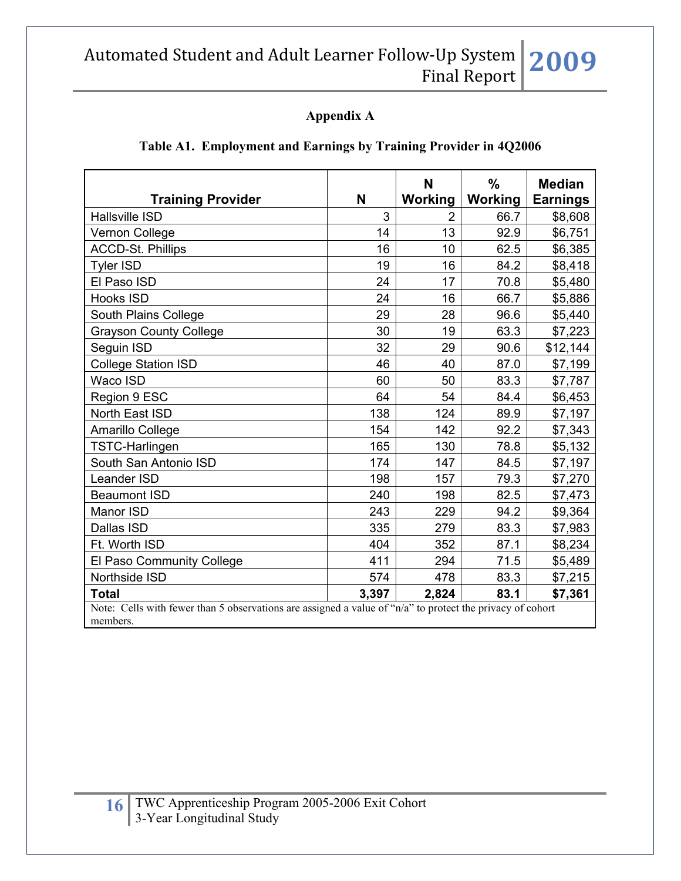## Appendix A

### Table A1. Employment and Earnings by Training Provider in 4Q2006

| Training Provider | N | N Working | % Working | Median Earnings |
|---|---|---|---|---|
| Hallsville ISD | 3 | 2 | 66.7 | $8,608 |
| Vernon College | 14 | 13 | 92.9 | $6,751 |
| ACCD-St. Phillips | 16 | 10 | 62.5 | $6,385 |
| Tyler ISD | 19 | 16 | 84.2 | $8,418 |
| El Paso ISD | 24 | 17 | 70.8 | $5,480 |
| Hooks ISD | 24 | 16 | 66.7 | $5,886 |
| South Plains College | 29 | 28 | 96.6 | $5,440 |
| Grayson County College | 30 | 19 | 63.3 | $7,223 |
| Seguin ISD | 32 | 29 | 90.6 | $12,144 |
| College Station ISD | 46 | 40 | 87.0 | $7,199 |
| Waco ISD | 60 | 50 | 83.3 | $7,787 |
| Region 9 ESC | 64 | 54 | 84.4 | $6,453 |
| North East ISD | 138 | 124 | 89.9 | $7,197 |
| Amarillo College | 154 | 142 | 92.2 | $7,343 |
| TSTC-Harlingen | 165 | 130 | 78.8 | $5,132 |
| South San Antonio ISD | 174 | 147 | 84.5 | $7,197 |
| Leander ISD | 198 | 157 | 79.3 | $7,270 |
| Beaumont ISD | 240 | 198 | 82.5 | $7,473 |
| Manor ISD | 243 | 229 | 94.2 | $9,364 |
| Dallas ISD | 335 | 279 | 83.3 | $7,983 |
| Ft. Worth ISD | 404 | 352 | 87.1 | $8,234 |
| El Paso Community College | 411 | 294 | 71.5 | $5,489 |
| Northside ISD | 574 | 478 | 83.3 | $7,215 |
| **Total** | **3,397** | **2,824** | **83.1** | **$7,361** |

Note: Cells with fewer than 5 observations are assigned a value of "n/a" to protect the privacy of cohort members.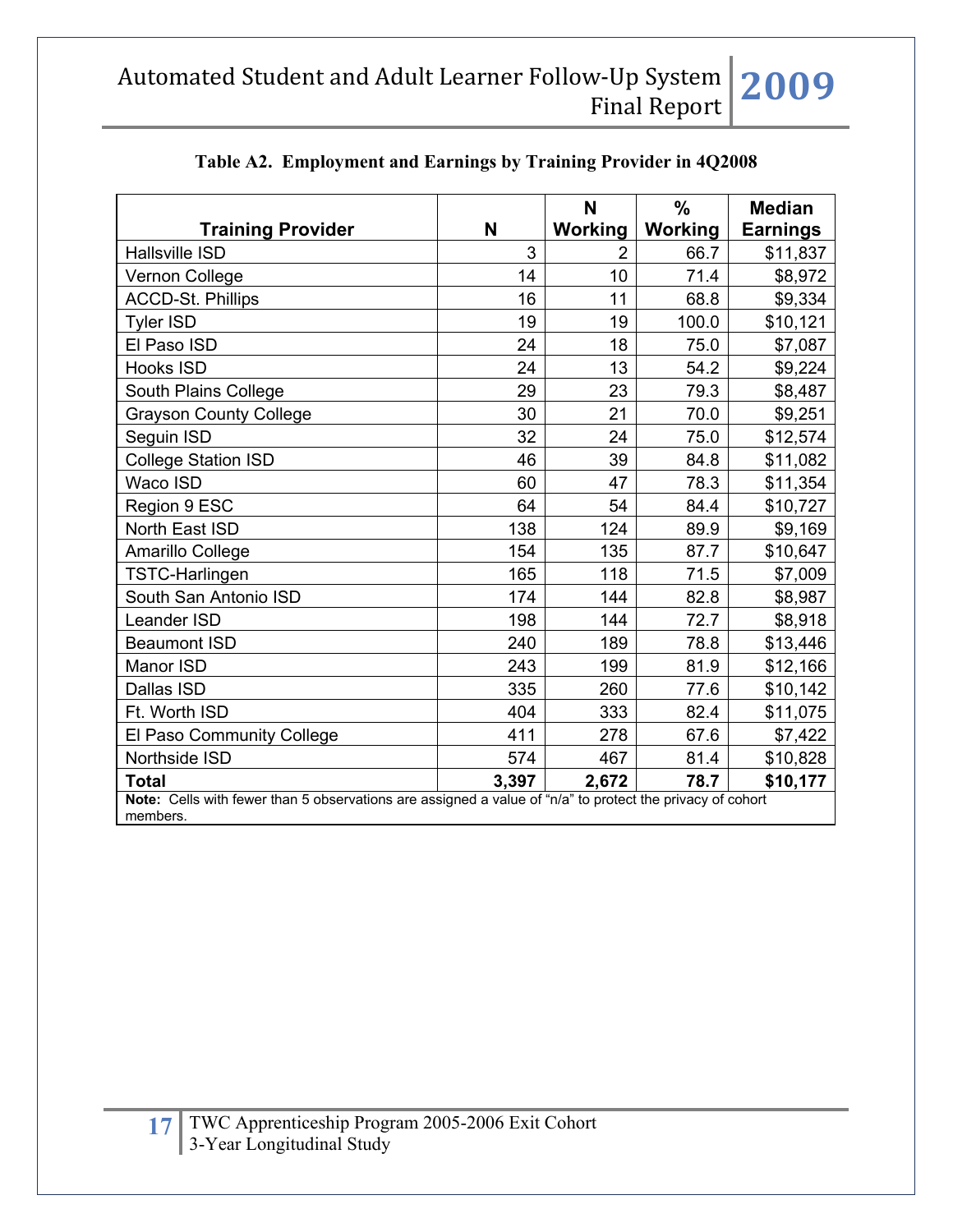**Table A2. Employment and Earnings by Training Provider in 4Q2008**

| Training Provider | N | N Working | % Working | Median Earnings |
|---|---|---|---|---|
| Hallsville ISD | 3 | 2 | 66.7 | $11,837 |
| Vernon College | 14 | 10 | 71.4 | $8,972 |
| ACCD-St. Phillips | 16 | 11 | 68.8 | $9,334 |
| Tyler ISD | 19 | 19 | 100.0 | $10,121 |
| El Paso ISD | 24 | 18 | 75.0 | $7,087 |
| Hooks ISD | 24 | 13 | 54.2 | $9,224 |
| South Plains College | 29 | 23 | 79.3 | $8,487 |
| Grayson County College | 30 | 21 | 70.0 | $9,251 |
| Seguin ISD | 32 | 24 | 75.0 | $12,574 |
| College Station ISD | 46 | 39 | 84.8 | $11,082 |
| Waco ISD | 60 | 47 | 78.3 | $11,354 |
| Region 9 ESC | 64 | 54 | 84.4 | $10,727 |
| North East ISD | 138 | 124 | 89.9 | $9,169 |
| Amarillo College | 154 | 135 | 87.7 | $10,647 |
| TSTC-Harlingen | 165 | 118 | 71.5 | $7,009 |
| South San Antonio ISD | 174 | 144 | 82.8 | $8,987 |
| Leander ISD | 198 | 144 | 72.7 | $8,918 |
| Beaumont ISD | 240 | 189 | 78.8 | $13,446 |
| Manor ISD | 243 | 199 | 81.9 | $12,166 |
| Dallas ISD | 335 | 260 | 77.6 | $10,142 |
| Ft. Worth ISD | 404 | 333 | 82.4 | $11,075 |
| El Paso Community College | 411 | 278 | 67.6 | $7,422 |
| Northside ISD | 574 | 467 | 81.4 | $10,828 |
| **Total** | **3,397** | **2,672** | **78.7** | **$10,177** |

**Note:** Cells with fewer than 5 observations are assigned a value of "n/a" to protect the privacy of cohort members.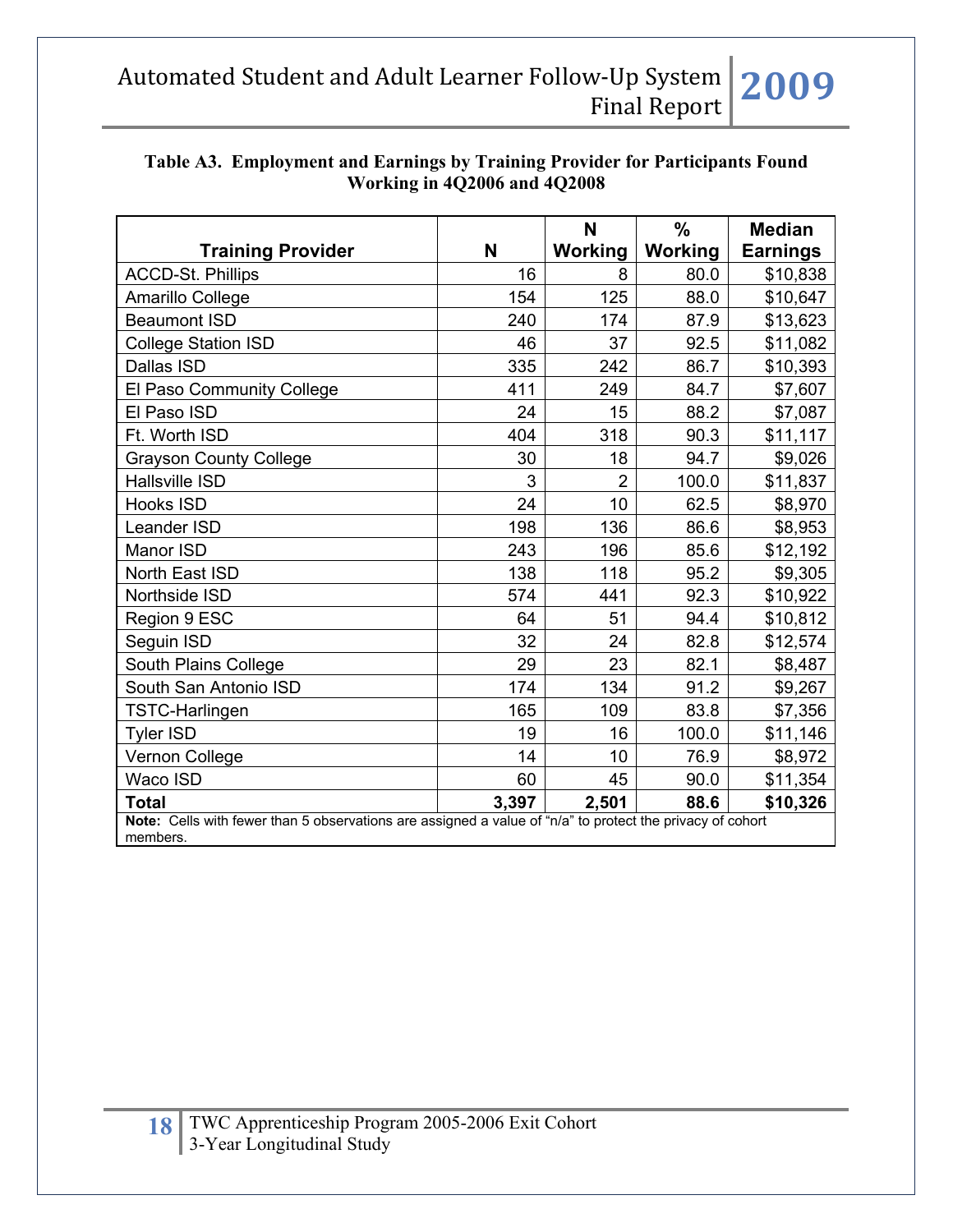**Table A3. Employment and Earnings by Training Provider for Participants Found Working in 4Q2006 and 4Q2008**

| Training Provider | N | N Working | % Working | Median Earnings |
|---|---|---|---|---|
| ACCD-St. Phillips | 16 | 8 | 80.0 | $10,838 |
| Amarillo College | 154 | 125 | 88.0 | $10,647 |
| Beaumont ISD | 240 | 174 | 87.9 | $13,623 |
| College Station ISD | 46 | 37 | 92.5 | $11,082 |
| Dallas ISD | 335 | 242 | 86.7 | $10,393 |
| El Paso Community College | 411 | 249 | 84.7 | $7,607 |
| El Paso ISD | 24 | 15 | 88.2 | $7,087 |
| Ft. Worth ISD | 404 | 318 | 90.3 | $11,117 |
| Grayson County College | 30 | 18 | 94.7 | $9,026 |
| Hallsville ISD | 3 | 2 | 100.0 | $11,837 |
| Hooks ISD | 24 | 10 | 62.5 | $8,970 |
| Leander ISD | 198 | 136 | 86.6 | $8,953 |
| Manor ISD | 243 | 196 | 85.6 | $12,192 |
| North East ISD | 138 | 118 | 95.2 | $9,305 |
| Northside ISD | 574 | 441 | 92.3 | $10,922 |
| Region 9 ESC | 64 | 51 | 94.4 | $10,812 |
| Seguin ISD | 32 | 24 | 82.8 | $12,574 |
| South Plains College | 29 | 23 | 82.1 | $8,487 |
| South San Antonio ISD | 174 | 134 | 91.2 | $9,267 |
| TSTC-Harlingen | 165 | 109 | 83.8 | $7,356 |
| Tyler ISD | 19 | 16 | 100.0 | $11,146 |
| Vernon College | 14 | 10 | 76.9 | $8,972 |
| Waco ISD | 60 | 45 | 90.0 | $11,354 |
| **Total** | **3,397** | **2,501** | **88.6** | **$10,326** |

**Note:** Cells with fewer than 5 observations are assigned a value of "n/a" to protect the privacy of cohort members.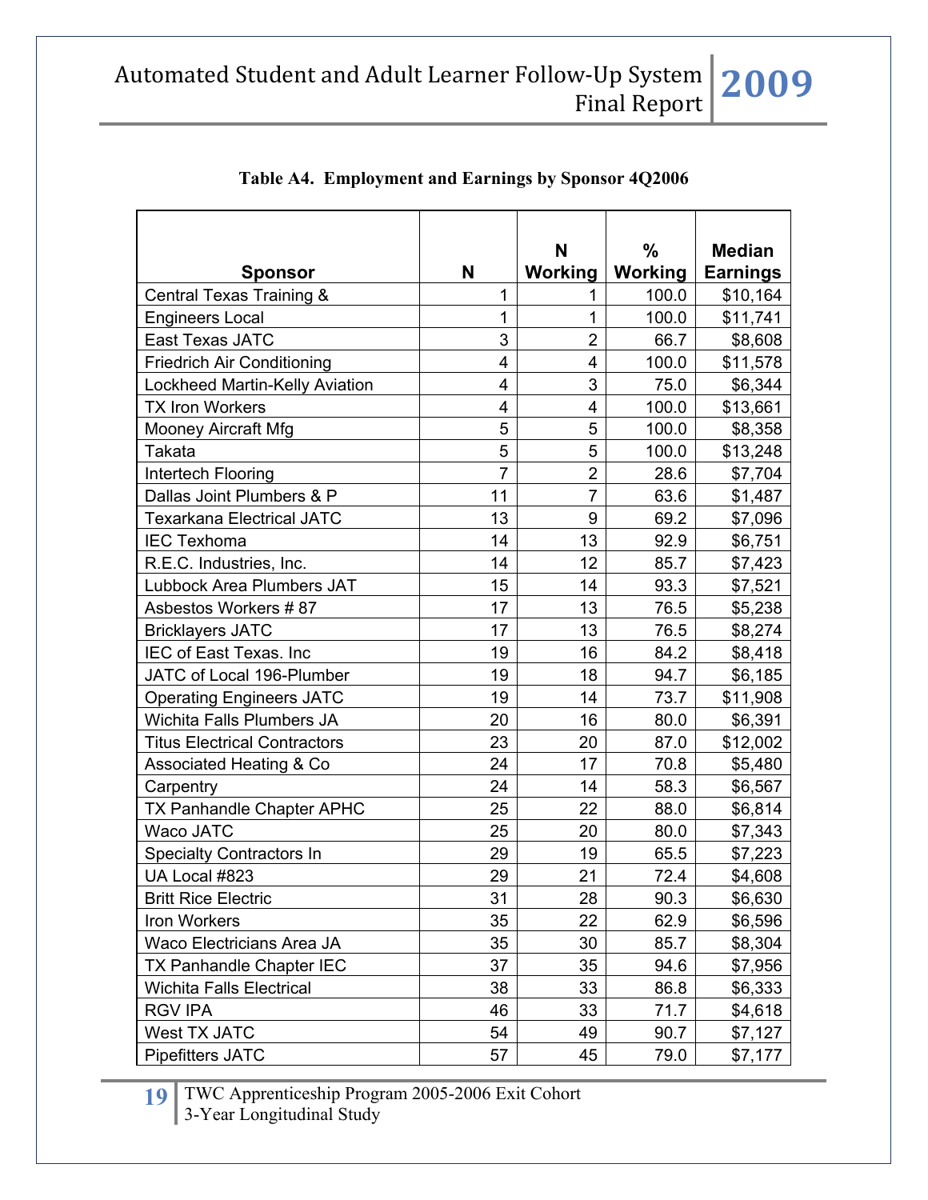**Table A4. Employment and Earnings by Sponsor 4Q2006**

| Sponsor | N | N Working | % Working | Median Earnings |
|---|---|---|---|---|
| Central Texas Training & | 1 | 1 | 100.0 | $10,164 |
| Engineers Local | 1 | 1 | 100.0 | $11,741 |
| East Texas JATC | 3 | 2 | 66.7 | $8,608 |
| Friedrich Air Conditioning | 4 | 4 | 100.0 | $11,578 |
| Lockheed Martin-Kelly Aviation | 4 | 3 | 75.0 | $6,344 |
| TX Iron Workers | 4 | 4 | 100.0 | $13,661 |
| Mooney Aircraft Mfg | 5 | 5 | 100.0 | $8,358 |
| Takata | 5 | 5 | 100.0 | $13,248 |
| Intertech Flooring | 7 | 2 | 28.6 | $7,704 |
| Dallas Joint Plumbers & P | 11 | 7 | 63.6 | $1,487 |
| Texarkana Electrical JATC | 13 | 9 | 69.2 | $7,096 |
| IEC Texhoma | 14 | 13 | 92.9 | $6,751 |
| R.E.C. Industries, Inc. | 14 | 12 | 85.7 | $7,423 |
| Lubbock Area Plumbers JAT | 15 | 14 | 93.3 | $7,521 |
| Asbestos Workers # 87 | 17 | 13 | 76.5 | $5,238 |
| Bricklayers JATC | 17 | 13 | 76.5 | $8,274 |
| IEC of East Texas. Inc | 19 | 16 | 84.2 | $8,418 |
| JATC of Local 196-Plumber | 19 | 18 | 94.7 | $6,185 |
| Operating Engineers JATC | 19 | 14 | 73.7 | $11,908 |
| Wichita Falls Plumbers JA | 20 | 16 | 80.0 | $6,391 |
| Titus Electrical Contractors | 23 | 20 | 87.0 | $12,002 |
| Associated Heating & Co | 24 | 17 | 70.8 | $5,480 |
| Carpentry | 24 | 14 | 58.3 | $6,567 |
| TX Panhandle Chapter APHC | 25 | 22 | 88.0 | $6,814 |
| Waco JATC | 25 | 20 | 80.0 | $7,343 |
| Specialty Contractors In | 29 | 19 | 65.5 | $7,223 |
| UA Local #823 | 29 | 21 | 72.4 | $4,608 |
| Britt Rice Electric | 31 | 28 | 90.3 | $6,630 |
| Iron Workers | 35 | 22 | 62.9 | $6,596 |
| Waco Electricians Area JA | 35 | 30 | 85.7 | $8,304 |
| TX Panhandle Chapter IEC | 37 | 35 | 94.6 | $7,956 |
| Wichita Falls Electrical | 38 | 33 | 86.8 | $6,333 |
| RGV IPA | 46 | 33 | 71.7 | $4,618 |
| West TX JATC | 54 | 49 | 90.7 | $7,127 |
| Pipefitters JATC | 57 | 45 | 79.0 | $7,177 |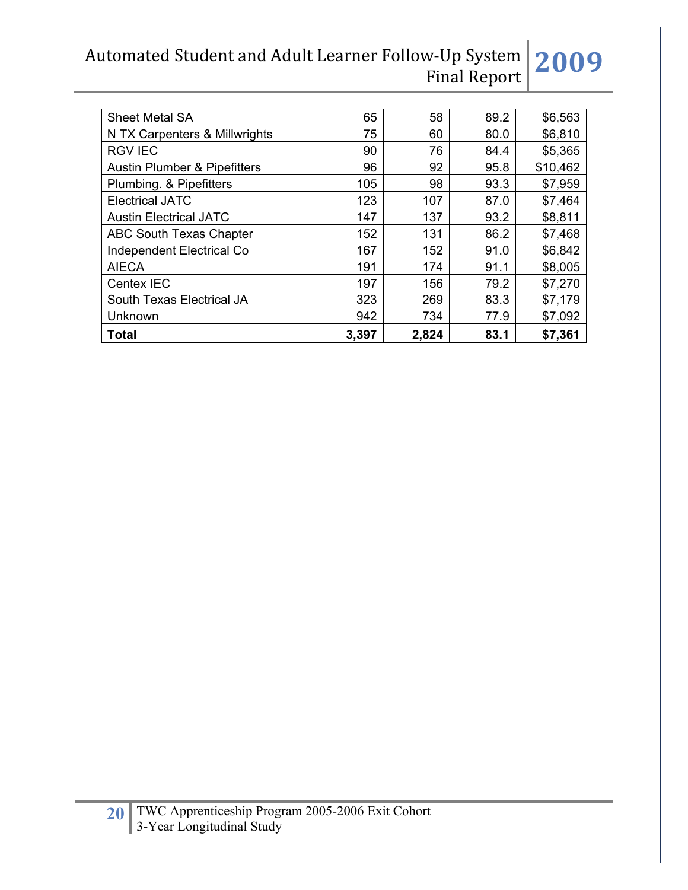| | | | | |
|---|---|---|---|---|
| Sheet Metal SA | 65 | 58 | 89.2 | $6,563 |
| N TX Carpenters & Millwrights | 75 | 60 | 80.0 | $6,810 |
| RGV IEC | 90 | 76 | 84.4 | $5,365 |
| Austin Plumber & Pipefitters | 96 | 92 | 95.8 | $10,462 |
| Plumbing. & Pipefitters | 105 | 98 | 93.3 | $7,959 |
| Electrical JATC | 123 | 107 | 87.0 | $7,464 |
| Austin Electrical JATC | 147 | 137 | 93.2 | $8,811 |
| ABC South Texas Chapter | 152 | 131 | 86.2 | $7,468 |
| Independent Electrical Co | 167 | 152 | 91.0 | $6,842 |
| AIECA | 191 | 174 | 91.1 | $8,005 |
| Centex IEC | 197 | 156 | 79.2 | $7,270 |
| South Texas Electrical JA | 323 | 269 | 83.3 | $7,179 |
| Unknown | 942 | 734 | 77.9 | $7,092 |
| **Total** | **3,397** | **2,824** | **83.1** | **$7,361** |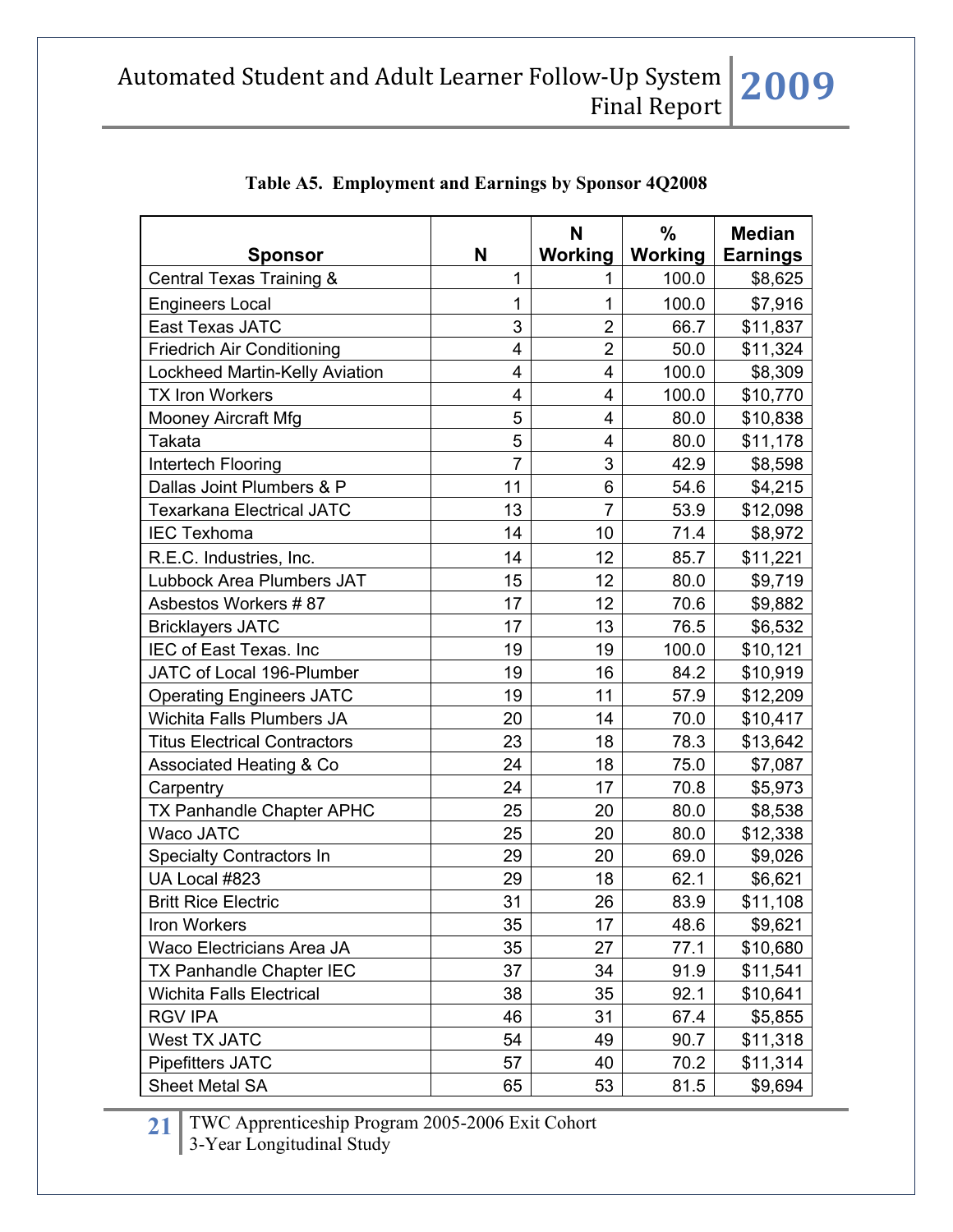**Table A5. Employment and Earnings by Sponsor 4Q2008**

| Sponsor | N | N Working | % Working | Median Earnings |
|---|---|---|---|---|
| Central Texas Training & | 1 | 1 | 100.0 | $8,625 |
| Engineers Local | 1 | 1 | 100.0 | $7,916 |
| East Texas JATC | 3 | 2 | 66.7 | $11,837 |
| Friedrich Air Conditioning | 4 | 2 | 50.0 | $11,324 |
| Lockheed Martin-Kelly Aviation | 4 | 4 | 100.0 | $8,309 |
| TX Iron Workers | 4 | 4 | 100.0 | $10,770 |
| Mooney Aircraft Mfg | 5 | 4 | 80.0 | $10,838 |
| Takata | 5 | 4 | 80.0 | $11,178 |
| Intertech Flooring | 7 | 3 | 42.9 | $8,598 |
| Dallas Joint Plumbers & P | 11 | 6 | 54.6 | $4,215 |
| Texarkana Electrical JATC | 13 | 7 | 53.9 | $12,098 |
| IEC Texhoma | 14 | 10 | 71.4 | $8,972 |
| R.E.C. Industries, Inc. | 14 | 12 | 85.7 | $11,221 |
| Lubbock Area Plumbers JAT | 15 | 12 | 80.0 | $9,719 |
| Asbestos Workers # 87 | 17 | 12 | 70.6 | $9,882 |
| Bricklayers JATC | 17 | 13 | 76.5 | $6,532 |
| IEC of East Texas. Inc | 19 | 19 | 100.0 | $10,121 |
| JATC of Local 196-Plumber | 19 | 16 | 84.2 | $10,919 |
| Operating Engineers JATC | 19 | 11 | 57.9 | $12,209 |
| Wichita Falls Plumbers JA | 20 | 14 | 70.0 | $10,417 |
| Titus Electrical Contractors | 23 | 18 | 78.3 | $13,642 |
| Associated Heating & Co | 24 | 18 | 75.0 | $7,087 |
| Carpentry | 24 | 17 | 70.8 | $5,973 |
| TX Panhandle Chapter APHC | 25 | 20 | 80.0 | $8,538 |
| Waco JATC | 25 | 20 | 80.0 | $12,338 |
| Specialty Contractors In | 29 | 20 | 69.0 | $9,026 |
| UA Local #823 | 29 | 18 | 62.1 | $6,621 |
| Britt Rice Electric | 31 | 26 | 83.9 | $11,108 |
| Iron Workers | 35 | 17 | 48.6 | $9,621 |
| Waco Electricians Area JA | 35 | 27 | 77.1 | $10,680 |
| TX Panhandle Chapter IEC | 37 | 34 | 91.9 | $11,541 |
| Wichita Falls Electrical | 38 | 35 | 92.1 | $10,641 |
| RGV IPA | 46 | 31 | 67.4 | $5,855 |
| West TX JATC | 54 | 49 | 90.7 | $11,318 |
| Pipefitters JATC | 57 | 40 | 70.2 | $11,314 |
| Sheet Metal SA | 65 | 53 | 81.5 | $9,694 |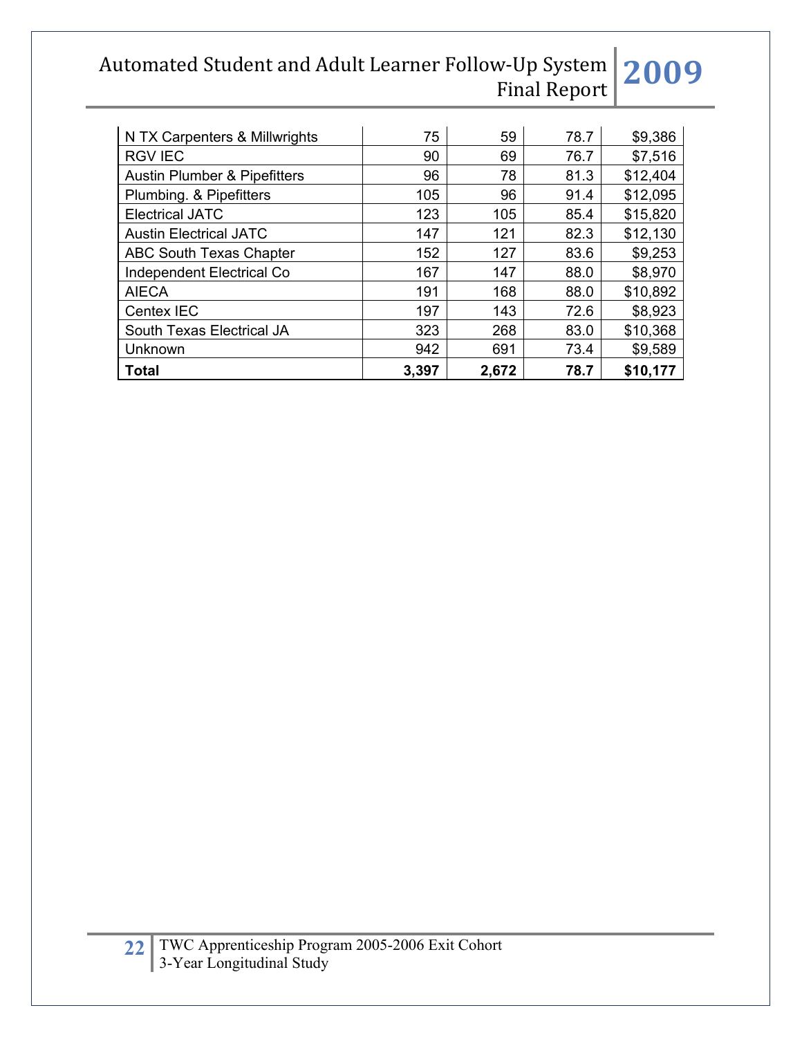| N TX Carpenters & Millwrights | 75 | 59 | 78.7 | $9,386 |
|---|---|---|---|---|
| RGV IEC | 90 | 69 | 76.7 | $7,516 |
| Austin Plumber & Pipefitters | 96 | 78 | 81.3 | $12,404 |
| Plumbing. & Pipefitters | 105 | 96 | 91.4 | $12,095 |
| Electrical JATC | 123 | 105 | 85.4 | $15,820 |
| Austin Electrical JATC | 147 | 121 | 82.3 | $12,130 |
| ABC South Texas Chapter | 152 | 127 | 83.6 | $9,253 |
| Independent Electrical Co | 167 | 147 | 88.0 | $8,970 |
| AIECA | 191 | 168 | 88.0 | $10,892 |
| Centex IEC | 197 | 143 | 72.6 | $8,923 |
| South Texas Electrical JA | 323 | 268 | 83.0 | $10,368 |
| Unknown | 942 | 691 | 73.4 | $9,589 |
| **Total** | **3,397** | **2,672** | **78.7** | **$10,177** |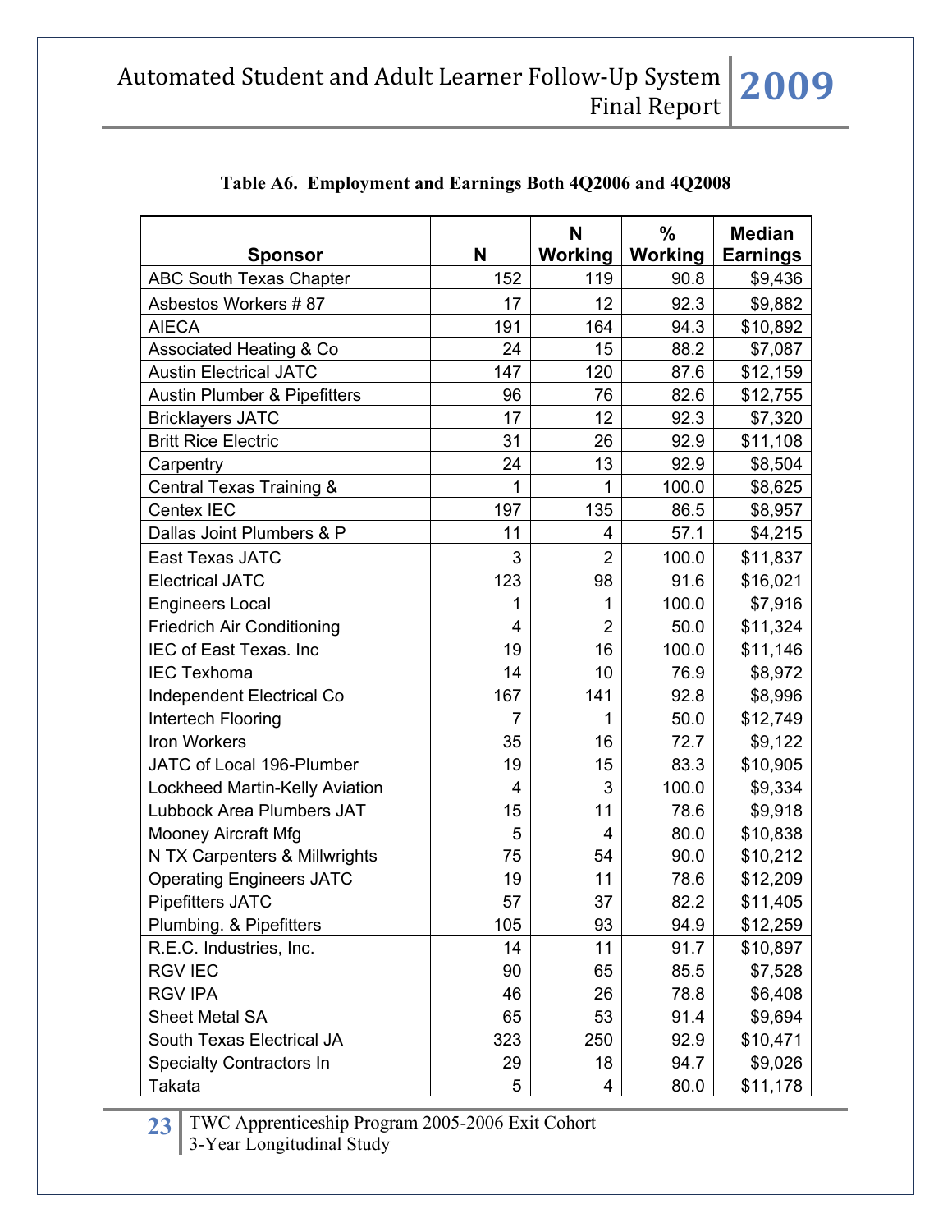**Table A6. Employment and Earnings Both 4Q2006 and 4Q2008**

| Sponsor | N | N Working | % Working | Median Earnings |
|---|---|---|---|---|
| ABC South Texas Chapter | 152 | 119 | 90.8 | $9,436 |
| Asbestos Workers # 87 | 17 | 12 | 92.3 | $9,882 |
| AIECA | 191 | 164 | 94.3 | $10,892 |
| Associated Heating & Co | 24 | 15 | 88.2 | $7,087 |
| Austin Electrical JATC | 147 | 120 | 87.6 | $12,159 |
| Austin Plumber & Pipefitters | 96 | 76 | 82.6 | $12,755 |
| Bricklayers JATC | 17 | 12 | 92.3 | $7,320 |
| Britt Rice Electric | 31 | 26 | 92.9 | $11,108 |
| Carpentry | 24 | 13 | 92.9 | $8,504 |
| Central Texas Training & | 1 | 1 | 100.0 | $8,625 |
| Centex IEC | 197 | 135 | 86.5 | $8,957 |
| Dallas Joint Plumbers & P | 11 | 4 | 57.1 | $4,215 |
| East Texas JATC | 3 | 2 | 100.0 | $11,837 |
| Electrical JATC | 123 | 98 | 91.6 | $16,021 |
| Engineers Local | 1 | 1 | 100.0 | $7,916 |
| Friedrich Air Conditioning | 4 | 2 | 50.0 | $11,324 |
| IEC of East Texas. Inc | 19 | 16 | 100.0 | $11,146 |
| IEC Texhoma | 14 | 10 | 76.9 | $8,972 |
| Independent Electrical Co | 167 | 141 | 92.8 | $8,996 |
| Intertech Flooring | 7 | 1 | 50.0 | $12,749 |
| Iron Workers | 35 | 16 | 72.7 | $9,122 |
| JATC of Local 196-Plumber | 19 | 15 | 83.3 | $10,905 |
| Lockheed Martin-Kelly Aviation | 4 | 3 | 100.0 | $9,334 |
| Lubbock Area Plumbers JAT | 15 | 11 | 78.6 | $9,918 |
| Mooney Aircraft Mfg | 5 | 4 | 80.0 | $10,838 |
| N TX Carpenters & Millwrights | 75 | 54 | 90.0 | $10,212 |
| Operating Engineers JATC | 19 | 11 | 78.6 | $12,209 |
| Pipefitters JATC | 57 | 37 | 82.2 | $11,405 |
| Plumbing. & Pipefitters | 105 | 93 | 94.9 | $12,259 |
| R.E.C. Industries, Inc. | 14 | 11 | 91.7 | $10,897 |
| RGV IEC | 90 | 65 | 85.5 | $7,528 |
| RGV IPA | 46 | 26 | 78.8 | $6,408 |
| Sheet Metal SA | 65 | 53 | 91.4 | $9,694 |
| South Texas Electrical JA | 323 | 250 | 92.9 | $10,471 |
| Specialty Contractors In | 29 | 18 | 94.7 | $9,026 |
| Takata | 5 | 4 | 80.0 | $11,178 |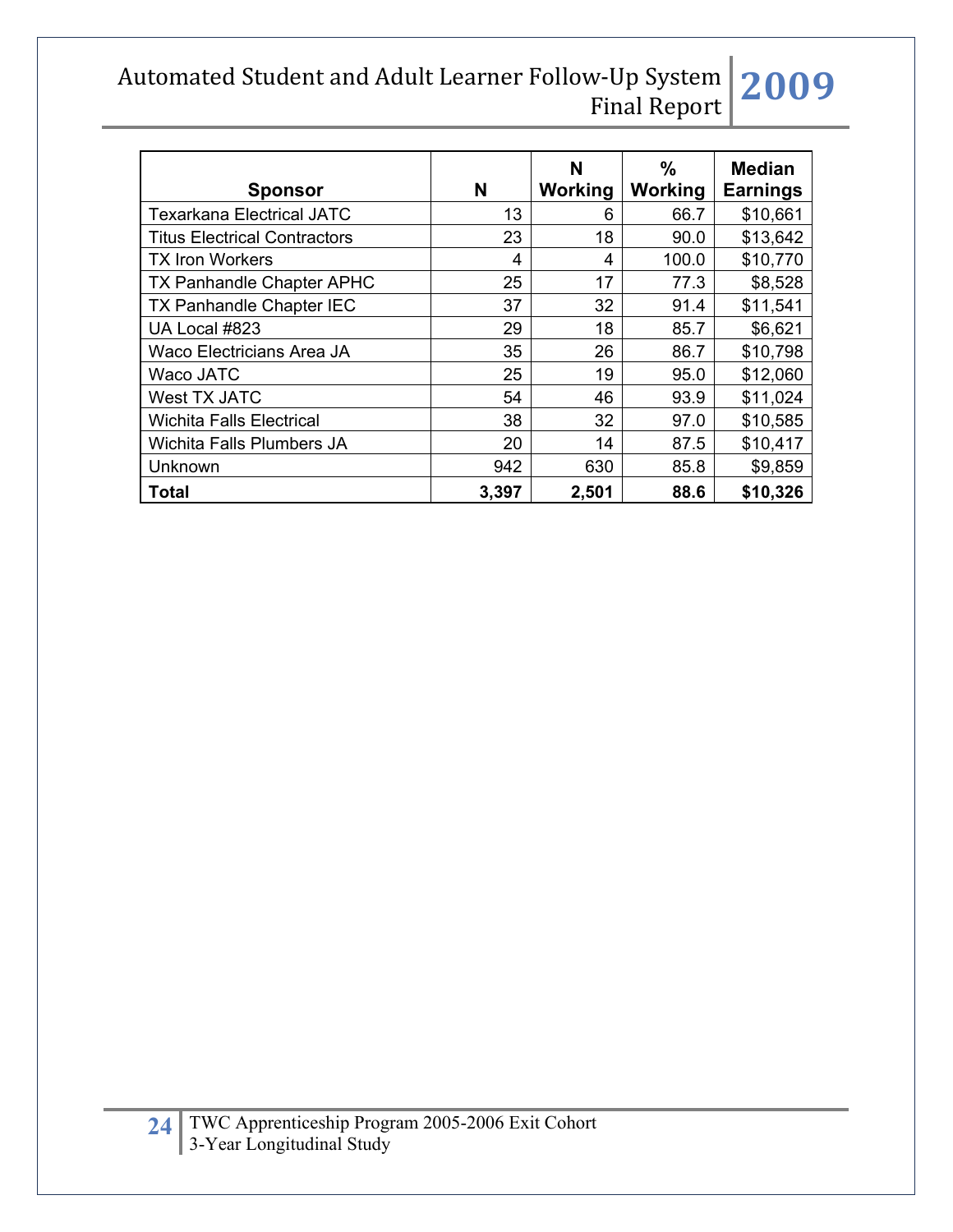| Sponsor | N | N Working | % Working | Median Earnings |
| --- | --- | --- | --- | --- |
| Texarkana Electrical JATC | 13 | 6 | 66.7 | $10,661 |
| Titus Electrical Contractors | 23 | 18 | 90.0 | $13,642 |
| TX Iron Workers | 4 | 4 | 100.0 | $10,770 |
| TX Panhandle Chapter APHC | 25 | 17 | 77.3 | $8,528 |
| TX Panhandle Chapter IEC | 37 | 32 | 91.4 | $11,541 |
| UA Local #823 | 29 | 18 | 85.7 | $6,621 |
| Waco Electricians Area JA | 35 | 26 | 86.7 | $10,798 |
| Waco JATC | 25 | 19 | 95.0 | $12,060 |
| West TX JATC | 54 | 46 | 93.9 | $11,024 |
| Wichita Falls Electrical | 38 | 32 | 97.0 | $10,585 |
| Wichita Falls Plumbers JA | 20 | 14 | 87.5 | $10,417 |
| Unknown | 942 | 630 | 85.8 | $9,859 |
| **Total** | **3,397** | **2,501** | **88.6** | **$10,326** |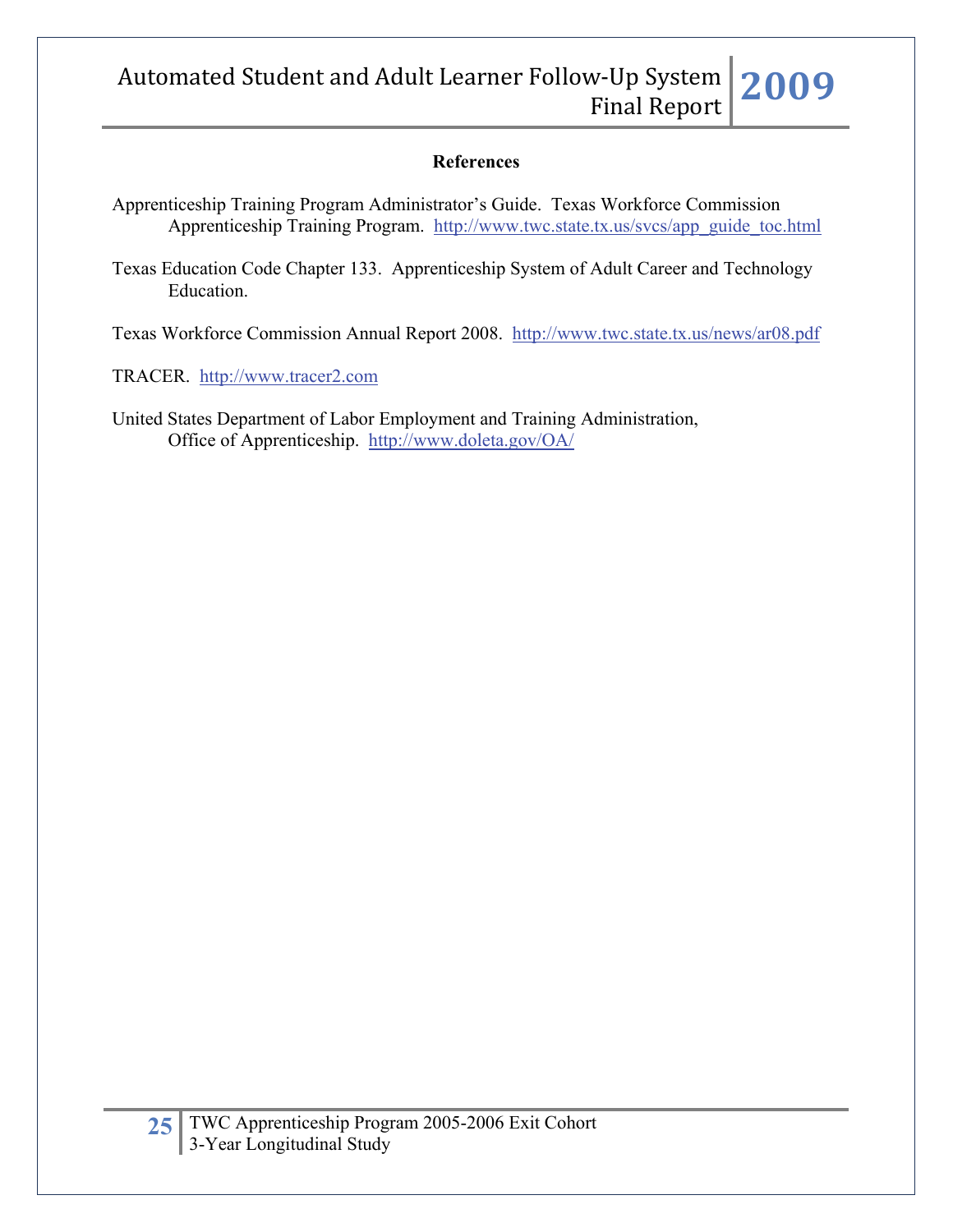## References

Apprenticeship Training Program Administrator's Guide. Texas Workforce Commission Apprenticeship Training Program. http://www.twc.state.tx.us/svcs/app_guide_toc.html

Texas Education Code Chapter 133. Apprenticeship System of Adult Career and Technology Education.

Texas Workforce Commission Annual Report 2008. http://www.twc.state.tx.us/news/ar08.pdf

TRACER. http://www.tracer2.com

United States Department of Labor Employment and Training Administration, Office of Apprenticeship. http://www.doleta.gov/OA/